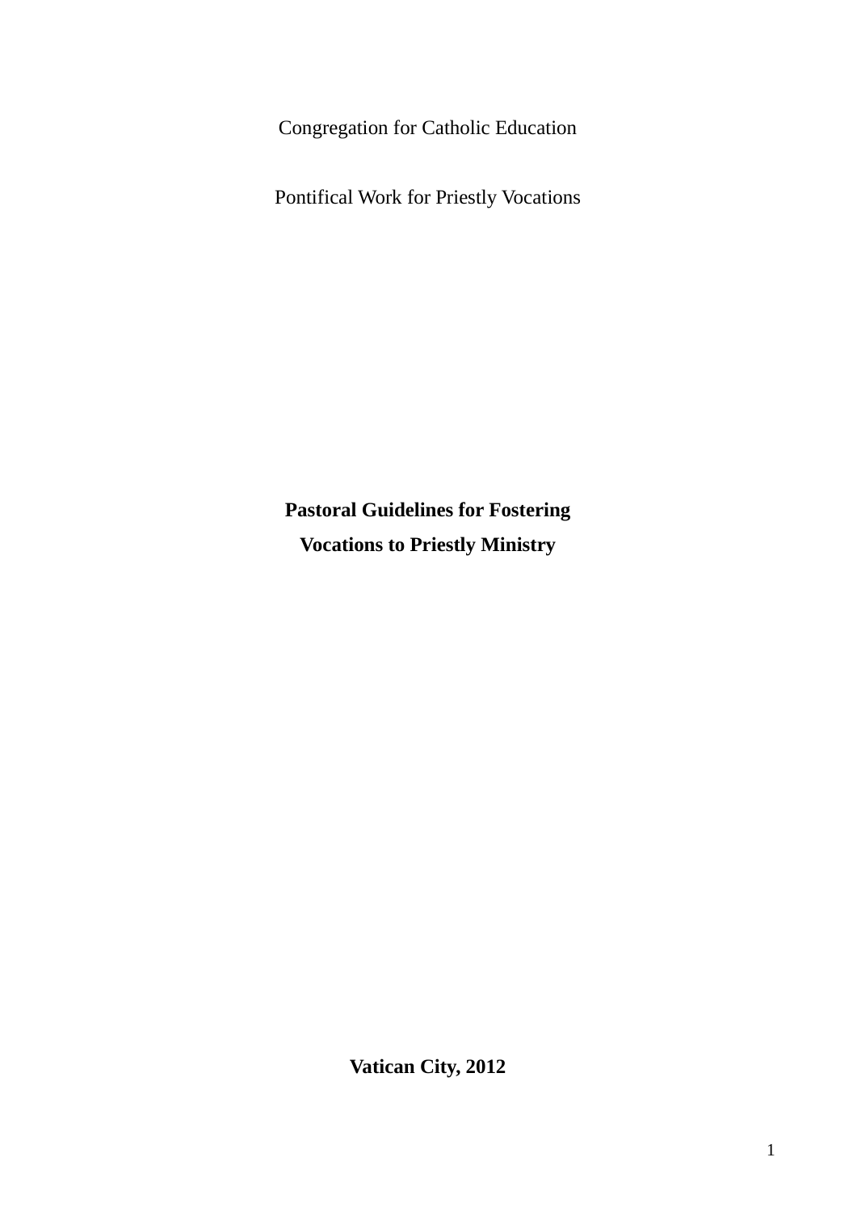Congregation for Catholic Education

Pontifical Work for Priestly Vocations

# Pastoral Guidelines for Fostering Vocations to Priestly Ministry

**Vatican City, 2012**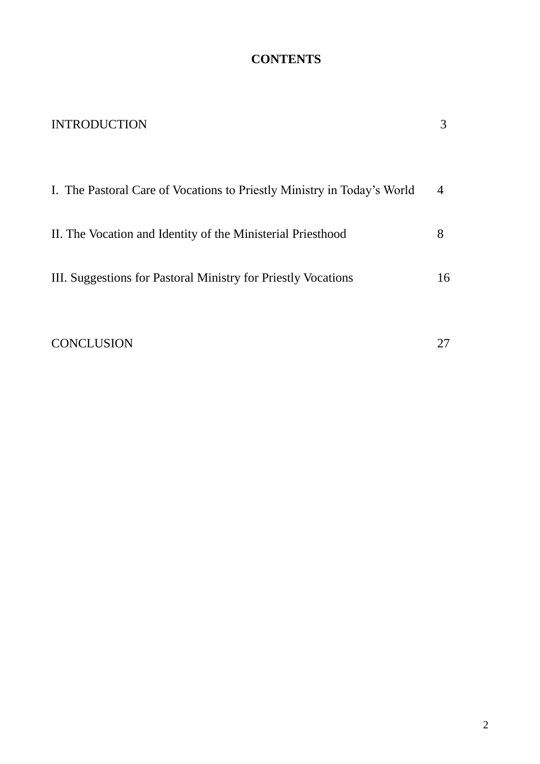**CONTENTS**

| | |
|---|---|
| INTRODUCTION | 3 |
| I. The Pastoral Care of Vocations to Priestly Ministry in Today's World | 4 |
| II. The Vocation and Identity of the Ministerial Priesthood | 8 |
| III. Suggestions for Pastoral Ministry for Priestly Vocations | 16 |
| CONCLUSION | 27 |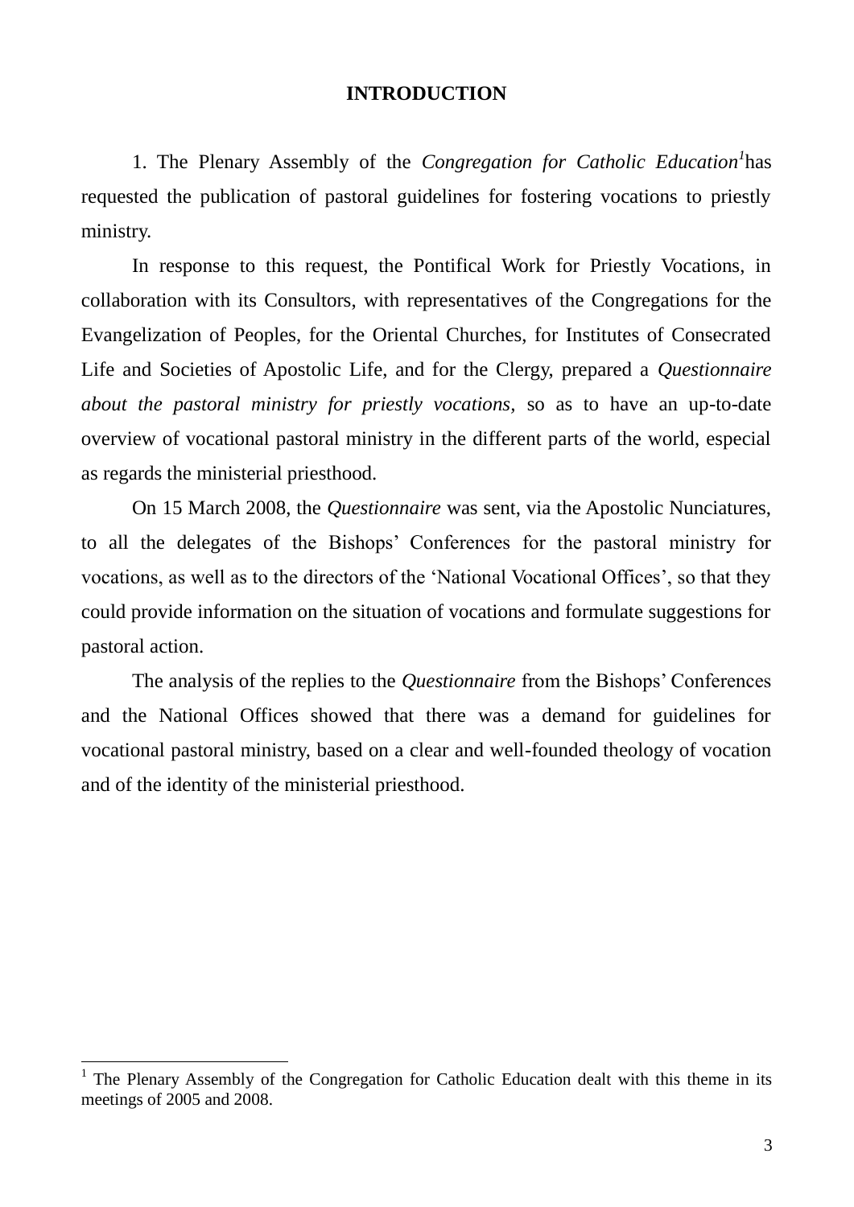# INTRODUCTION

1. The Plenary Assembly of the *Congregation for Catholic Education*[1]has requested the publication of pastoral guidelines for fostering vocations to priestly ministry.

In response to this request, the Pontifical Work for Priestly Vocations, in collaboration with its Consultors, with representatives of the Congregations for the Evangelization of Peoples, for the Oriental Churches, for Institutes of Consecrated Life and Societies of Apostolic Life, and for the Clergy, prepared a *Questionnaire about the pastoral ministry for priestly vocations,* so as to have an up-to-date overview of vocational pastoral ministry in the different parts of the world, especial as regards the ministerial priesthood.

On 15 March 2008, the *Questionnaire* was sent, via the Apostolic Nunciatures, to all the delegates of the Bishops' Conferences for the pastoral ministry for vocations, as well as to the directors of the 'National Vocational Offices', so that they could provide information on the situation of vocations and formulate suggestions for pastoral action.

The analysis of the replies to the *Questionnaire* from the Bishops' Conferences and the National Offices showed that there was a demand for guidelines for vocational pastoral ministry, based on a clear and well-founded theology of vocation and of the identity of the ministerial priesthood.

---

[1] The Plenary Assembly of the Congregation for Catholic Education dealt with this theme in its meetings of 2005 and 2008.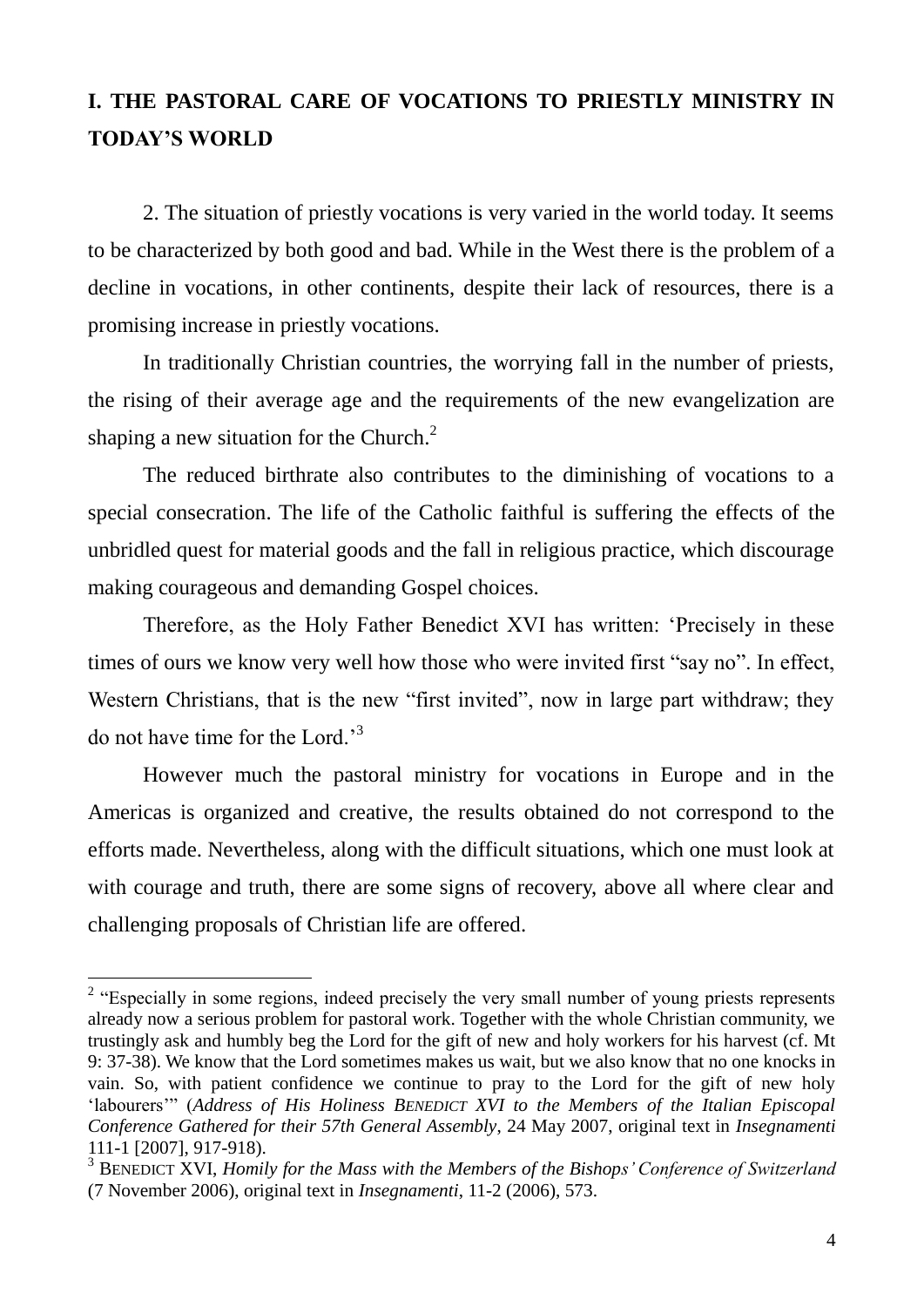## I. THE PASTORAL CARE OF VOCATIONS TO PRIESTLY MINISTRY IN TODAY'S WORLD

2. The situation of priestly vocations is very varied in the world today. It seems to be characterized by both good and bad. While in the West there is the problem of a decline in vocations, in other continents, despite their lack of resources, there is a promising increase in priestly vocations.

In traditionally Christian countries, the worrying fall in the number of priests, the rising of their average age and the requirements of the new evangelization are shaping a new situation for the Church.[2]

The reduced birthrate also contributes to the diminishing of vocations to a special consecration. The life of the Catholic faithful is suffering the effects of the unbridled quest for material goods and the fall in religious practice, which discourage making courageous and demanding Gospel choices.

Therefore, as the Holy Father Benedict XVI has written: 'Precisely in these times of ours we know very well how those who were invited first "say no". In effect, Western Christians, that is the new "first invited", now in large part withdraw; they do not have time for the Lord.'[3]

However much the pastoral ministry for vocations in Europe and in the Americas is organized and creative, the results obtained do not correspond to the efforts made. Nevertheless, along with the difficult situations, which one must look at with courage and truth, there are some signs of recovery, above all where clear and challenging proposals of Christian life are offered.

---

[2] "Especially in some regions, indeed precisely the very small number of young priests represents already now a serious problem for pastoral work. Together with the whole Christian community, we trustingly ask and humbly beg the Lord for the gift of new and holy workers for his harvest (cf. Mt 9: 37-38). We know that the Lord sometimes makes us wait, but we also know that no one knocks in vain. So, with patient confidence we continue to pray to the Lord for the gift of new holy 'labourers'" (*Address of His Holiness BENEDICT XVI to the Members of the Italian Episcopal Conference Gathered for their 57th General Assembly*, 24 May 2007, original text in *Insegnamenti* 111-1 [2007], 917-918).

[3] BENEDICT XVI, *Homily for the Mass with the Members of the Bishops' Conference of Switzerland* (7 November 2006), original text in *Insegnamenti*, 11-2 (2006), 573.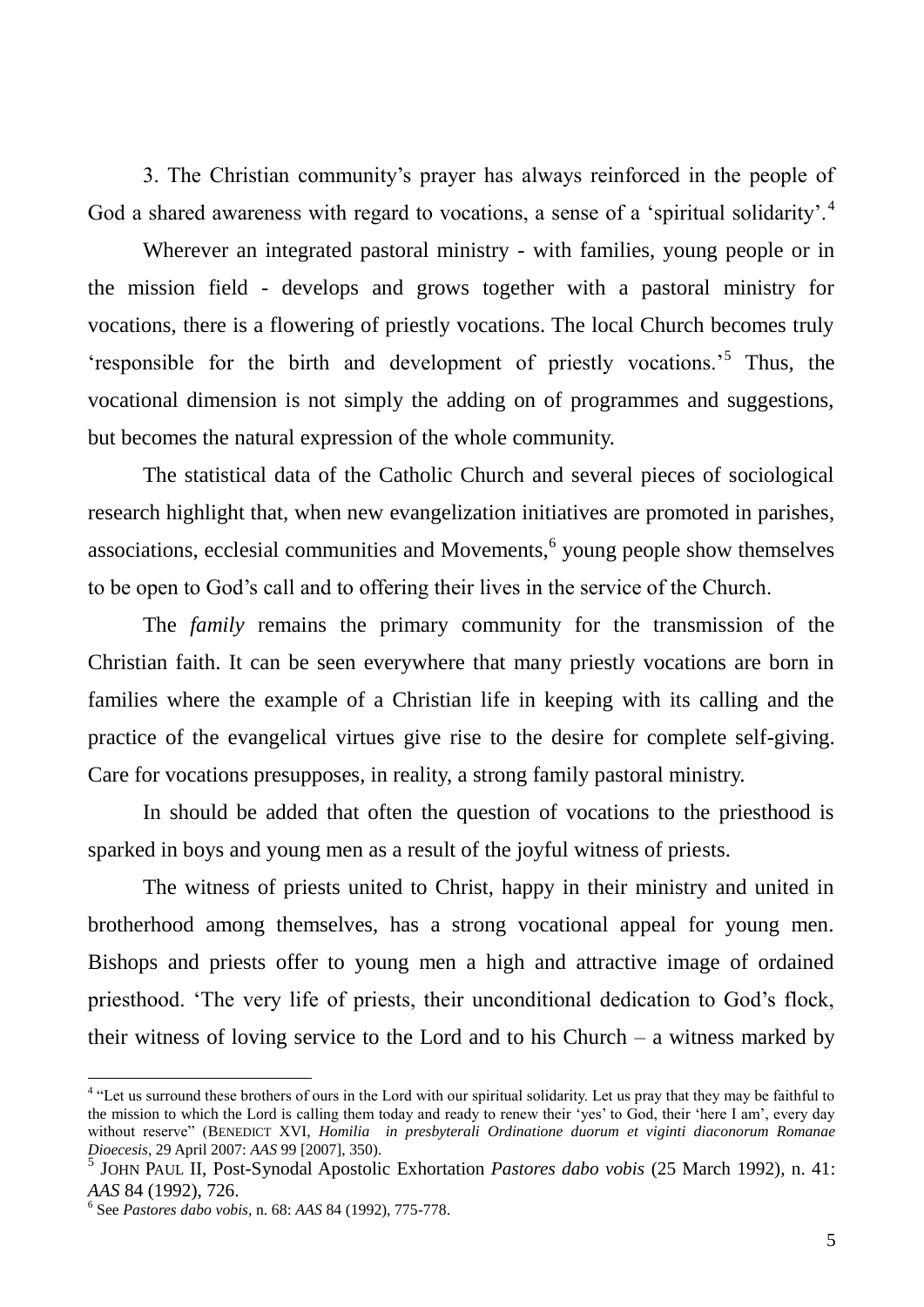3. The Christian community's prayer has always reinforced in the people of God a shared awareness with regard to vocations, a sense of a 'spiritual solidarity'.[4]

Wherever an integrated pastoral ministry - with families, young people or in the mission field - develops and grows together with a pastoral ministry for vocations, there is a flowering of priestly vocations. The local Church becomes truly 'responsible for the birth and development of priestly vocations.'[5] Thus, the vocational dimension is not simply the adding on of programmes and suggestions, but becomes the natural expression of the whole community.

The statistical data of the Catholic Church and several pieces of sociological research highlight that, when new evangelization initiatives are promoted in parishes, associations, ecclesial communities and Movements,[6] young people show themselves to be open to God's call and to offering their lives in the service of the Church.

The *family* remains the primary community for the transmission of the Christian faith. It can be seen everywhere that many priestly vocations are born in families where the example of a Christian life in keeping with its calling and the practice of the evangelical virtues give rise to the desire for complete self-giving. Care for vocations presupposes, in reality, a strong family pastoral ministry.

In should be added that often the question of vocations to the priesthood is sparked in boys and young men as a result of the joyful witness of priests.

The witness of priests united to Christ, happy in their ministry and united in brotherhood among themselves, has a strong vocational appeal for young men. Bishops and priests offer to young men a high and attractive image of ordained priesthood. 'The very life of priests, their unconditional dedication to God's flock, their witness of loving service to the Lord and to his Church – a witness marked by

---

[4] "Let us surround these brothers of ours in the Lord with our spiritual solidarity. Let us pray that they may be faithful to the mission to which the Lord is calling them today and ready to renew their 'yes' to God, their 'here I am', every day without reserve" (BENEDICT XVI, *Homilia in presbyterali Ordinatione duorum et viginti diaconorum Romanae Dioecesis*, 29 April 2007: *AAS* 99 [2007], 350).

[5] JOHN PAUL II, Post-Synodal Apostolic Exhortation *Pastores dabo vobis* (25 March 1992), n. 41: *AAS* 84 (1992), 726.

[6] See *Pastores dabo vobis*, n. 68: *AAS* 84 (1992), 775-778.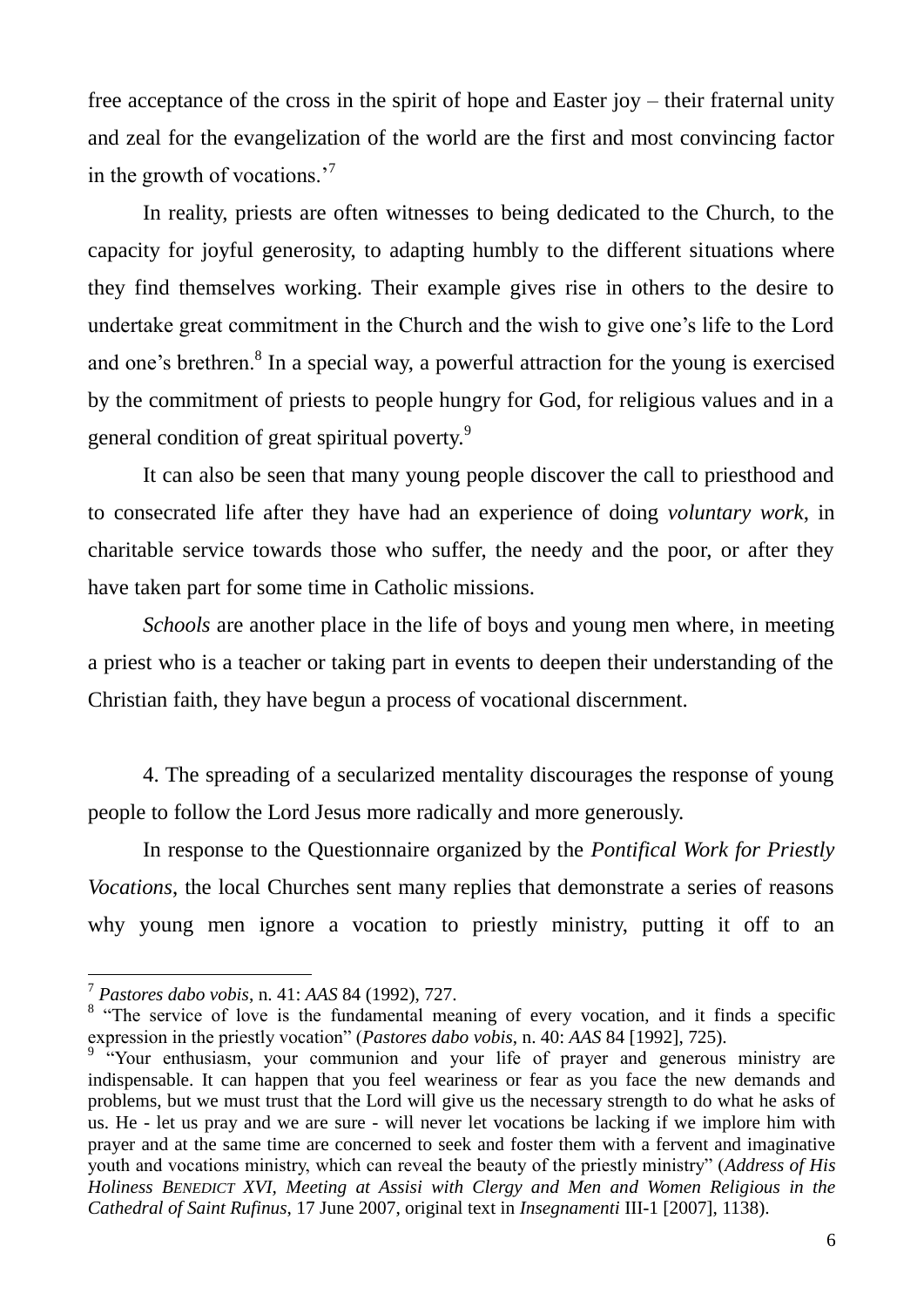free acceptance of the cross in the spirit of hope and Easter joy – their fraternal unity and zeal for the evangelization of the world are the first and most convincing factor in the growth of vocations.'[7]

In reality, priests are often witnesses to being dedicated to the Church, to the capacity for joyful generosity, to adapting humbly to the different situations where they find themselves working. Their example gives rise in others to the desire to undertake great commitment in the Church and the wish to give one's life to the Lord and one's brethren.[8] In a special way, a powerful attraction for the young is exercised by the commitment of priests to people hungry for God, for religious values and in a general condition of great spiritual poverty.[9]

It can also be seen that many young people discover the call to priesthood and to consecrated life after they have had an experience of doing *voluntary work*, in charitable service towards those who suffer, the needy and the poor, or after they have taken part for some time in Catholic missions.

*Schools* are another place in the life of boys and young men where, in meeting a priest who is a teacher or taking part in events to deepen their understanding of the Christian faith, they have begun a process of vocational discernment.

4. The spreading of a secularized mentality discourages the response of young people to follow the Lord Jesus more radically and more generously.

In response to the Questionnaire organized by the *Pontifical Work for Priestly Vocations*, the local Churches sent many replies that demonstrate a series of reasons why young men ignore a vocation to priestly ministry, putting it off to an

---

[7] *Pastores dabo vobis*, n. 41: *AAS* 84 (1992), 727.

[8] "The service of love is the fundamental meaning of every vocation, and it finds a specific expression in the priestly vocation" (*Pastores dabo vobis*, n. 40: *AAS* 84 [1992], 725).

[9] "Your enthusiasm, your communion and your life of prayer and generous ministry are indispensable. It can happen that you feel weariness or fear as you face the new demands and problems, but we must trust that the Lord will give us the necessary strength to do what he asks of us. He - let us pray and we are sure - will never let vocations be lacking if we implore him with prayer and at the same time are concerned to seek and foster them with a fervent and imaginative youth and vocations ministry, which can reveal the beauty of the priestly ministry" (*Address of His Holiness BENEDICT XVI, Meeting at Assisi with Clergy and Men and Women Religious in the Cathedral of Saint Rufinus*, 17 June 2007, original text in *Insegnamenti* III-1 [2007], 1138).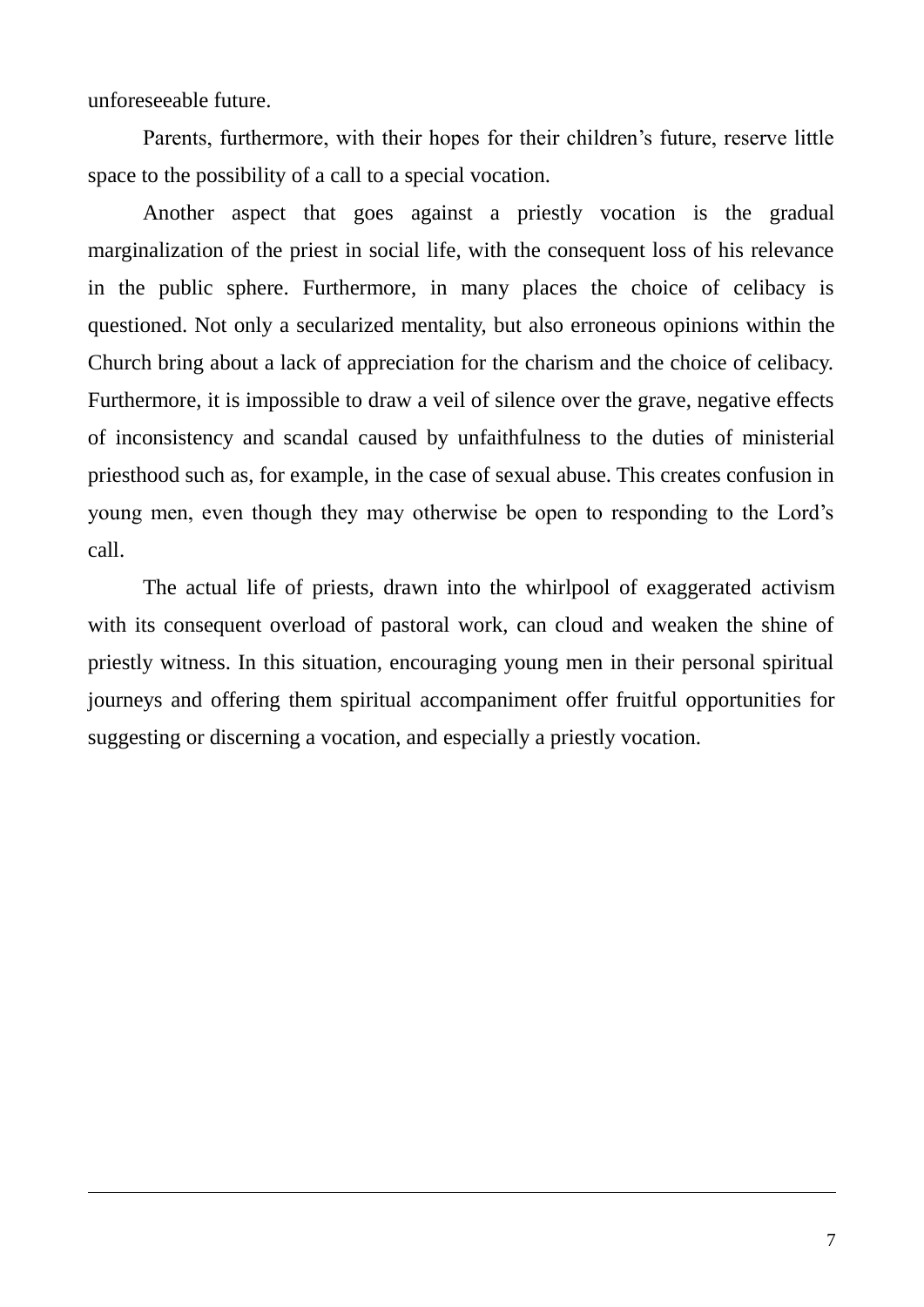unforeseeable future.

Parents, furthermore, with their hopes for their children's future, reserve little space to the possibility of a call to a special vocation.

Another aspect that goes against a priestly vocation is the gradual marginalization of the priest in social life, with the consequent loss of his relevance in the public sphere. Furthermore, in many places the choice of celibacy is questioned. Not only a secularized mentality, but also erroneous opinions within the Church bring about a lack of appreciation for the charism and the choice of celibacy. Furthermore, it is impossible to draw a veil of silence over the grave, negative effects of inconsistency and scandal caused by unfaithfulness to the duties of ministerial priesthood such as, for example, in the case of sexual abuse. This creates confusion in young men, even though they may otherwise be open to responding to the Lord's call.

The actual life of priests, drawn into the whirlpool of exaggerated activism with its consequent overload of pastoral work, can cloud and weaken the shine of priestly witness. In this situation, encouraging young men in their personal spiritual journeys and offering them spiritual accompaniment offer fruitful opportunities for suggesting or discerning a vocation, and especially a priestly vocation.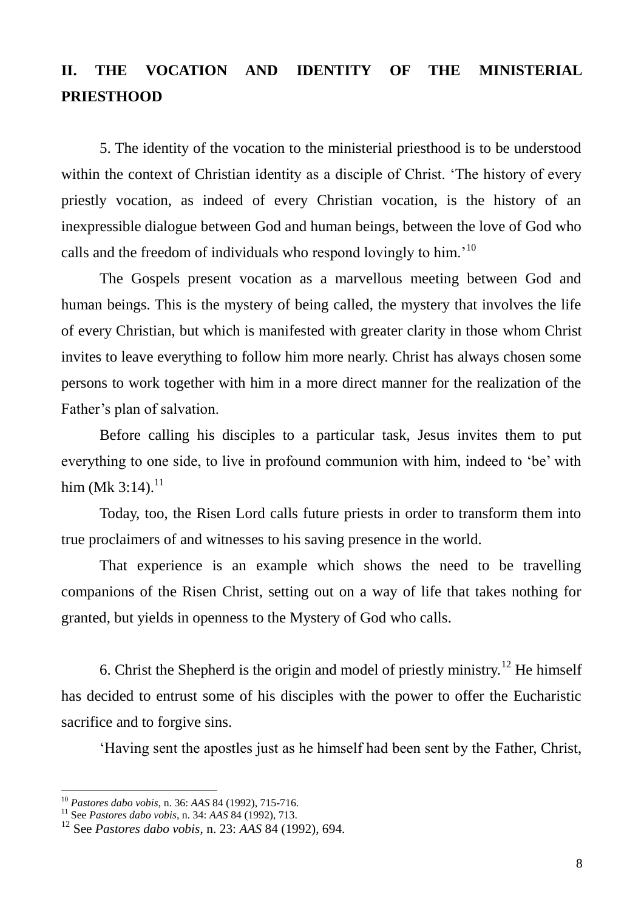## II. THE VOCATION AND IDENTITY OF THE MINISTERIAL PRIESTHOOD

5. The identity of the vocation to the ministerial priesthood is to be understood within the context of Christian identity as a disciple of Christ. 'The history of every priestly vocation, as indeed of every Christian vocation, is the history of an inexpressible dialogue between God and human beings, between the love of God who calls and the freedom of individuals who respond lovingly to him.'[10]

The Gospels present vocation as a marvellous meeting between God and human beings. This is the mystery of being called, the mystery that involves the life of every Christian, but which is manifested with greater clarity in those whom Christ invites to leave everything to follow him more nearly. Christ has always chosen some persons to work together with him in a more direct manner for the realization of the Father's plan of salvation.

Before calling his disciples to a particular task, Jesus invites them to put everything to one side, to live in profound communion with him, indeed to 'be' with him (Mk 3:14).[11]

Today, too, the Risen Lord calls future priests in order to transform them into true proclaimers of and witnesses to his saving presence in the world.

That experience is an example which shows the need to be travelling companions of the Risen Christ, setting out on a way of life that takes nothing for granted, but yields in openness to the Mystery of God who calls.

6. Christ the Shepherd is the origin and model of priestly ministry.[12] He himself has decided to entrust some of his disciples with the power to offer the Eucharistic sacrifice and to forgive sins.

'Having sent the apostles just as he himself had been sent by the Father, Christ,

---

[10] *Pastores dabo vobis*, n. 36: *AAS* 84 (1992), 715-716.

[11] See *Pastores dabo vobis*, n. 34: *AAS* 84 (1992), 713.

[12] See *Pastores dabo vobis*, n. 23: *AAS* 84 (1992), 694.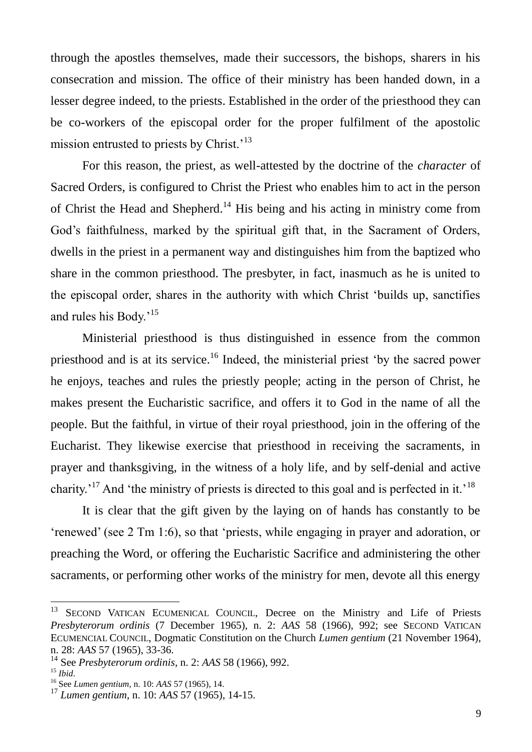through the apostles themselves, made their successors, the bishops, sharers in his consecration and mission. The office of their ministry has been handed down, in a lesser degree indeed, to the priests. Established in the order of the priesthood they can be co-workers of the episcopal order for the proper fulfilment of the apostolic mission entrusted to priests by Christ.'[13]

For this reason, the priest, as well-attested by the doctrine of the *character* of Sacred Orders, is configured to Christ the Priest who enables him to act in the person of Christ the Head and Shepherd.[14] His being and his acting in ministry come from God's faithfulness, marked by the spiritual gift that, in the Sacrament of Orders, dwells in the priest in a permanent way and distinguishes him from the baptized who share in the common priesthood. The presbyter, in fact, inasmuch as he is united to the episcopal order, shares in the authority with which Christ 'builds up, sanctifies and rules his Body.'[15]

Ministerial priesthood is thus distinguished in essence from the common priesthood and is at its service.[16] Indeed, the ministerial priest 'by the sacred power he enjoys, teaches and rules the priestly people; acting in the person of Christ, he makes present the Eucharistic sacrifice, and offers it to God in the name of all the people. But the faithful, in virtue of their royal priesthood, join in the offering of the Eucharist. They likewise exercise that priesthood in receiving the sacraments, in prayer and thanksgiving, in the witness of a holy life, and by self-denial and active charity.'[17] And 'the ministry of priests is directed to this goal and is perfected in it.'[18]

It is clear that the gift given by the laying on of hands has constantly to be 'renewed' (see 2 Tm 1:6), so that 'priests, while engaging in prayer and adoration, or preaching the Word, or offering the Eucharistic Sacrifice and administering the other sacraments, or performing other works of the ministry for men, devote all this energy

---

[13] SECOND VATICAN ECUMENICAL COUNCIL, Decree on the Ministry and Life of Priests *Presbyterorum ordinis* (7 December 1965), n. 2: *AAS* 58 (1966), 992; see SECOND VATICAN ECUMENCIAL COUNCIL, Dogmatic Constitution on the Church *Lumen gentium* (21 November 1964), n. 28: *AAS* 57 (1965), 33-36.

[14] See *Presbyterorum ordinis*, n. 2: *AAS* 58 (1966), 992.

[15] *Ibid*.

[16] See *Lumen gentium*, n. 10: *AAS* 57 (1965), 14.

[17] *Lumen gentium*, n. 10: *AAS* 57 (1965), 14-15.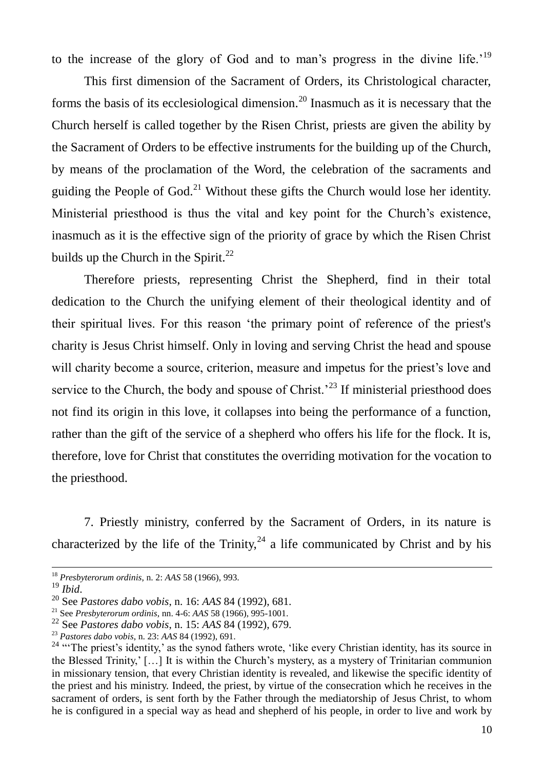to the increase of the glory of God and to man's progress in the divine life.'[19]

This first dimension of the Sacrament of Orders, its Christological character, forms the basis of its ecclesiological dimension.[20] Inasmuch as it is necessary that the Church herself is called together by the Risen Christ, priests are given the ability by the Sacrament of Orders to be effective instruments for the building up of the Church, by means of the proclamation of the Word, the celebration of the sacraments and guiding the People of God.[21] Without these gifts the Church would lose her identity. Ministerial priesthood is thus the vital and key point for the Church's existence, inasmuch as it is the effective sign of the priority of grace by which the Risen Christ builds up the Church in the Spirit.[22]

Therefore priests, representing Christ the Shepherd, find in their total dedication to the Church the unifying element of their theological identity and of their spiritual lives. For this reason 'the primary point of reference of the priest's charity is Jesus Christ himself. Only in loving and serving Christ the head and spouse will charity become a source, criterion, measure and impetus for the priest's love and service to the Church, the body and spouse of Christ.'[23] If ministerial priesthood does not find its origin in this love, it collapses into being the performance of a function, rather than the gift of the service of a shepherd who offers his life for the flock. It is, therefore, love for Christ that constitutes the overriding motivation for the vocation to the priesthood.

7. Priestly ministry, conferred by the Sacrament of Orders, in its nature is characterized by the life of the Trinity,[24] a life communicated by Christ and by his

---

[18] *Presbyterorum ordinis*, n. 2: *AAS* 58 (1966), 993.

[19] *Ibid*.

[20] See *Pastores dabo vobis*, n. 16: *AAS* 84 (1992), 681.

[21] See *Presbyterorum ordinis*, nn. 4-6: *AAS* 58 (1966), 995-1001.

[22] See *Pastores dabo vobis*, n. 15: *AAS* 84 (1992), 679.

[23] *Pastores dabo vobis*, n. 23: *AAS* 84 (1992), 691.

[24] "'The priest's identity,' as the synod fathers wrote, 'like every Christian identity, has its source in the Blessed Trinity,' […] It is within the Church's mystery, as a mystery of Trinitarian communion in missionary tension, that every Christian identity is revealed, and likewise the specific identity of the priest and his ministry. Indeed, the priest, by virtue of the consecration which he receives in the sacrament of orders, is sent forth by the Father through the mediatorship of Jesus Christ, to whom he is configured in a special way as head and shepherd of his people, in order to live and work by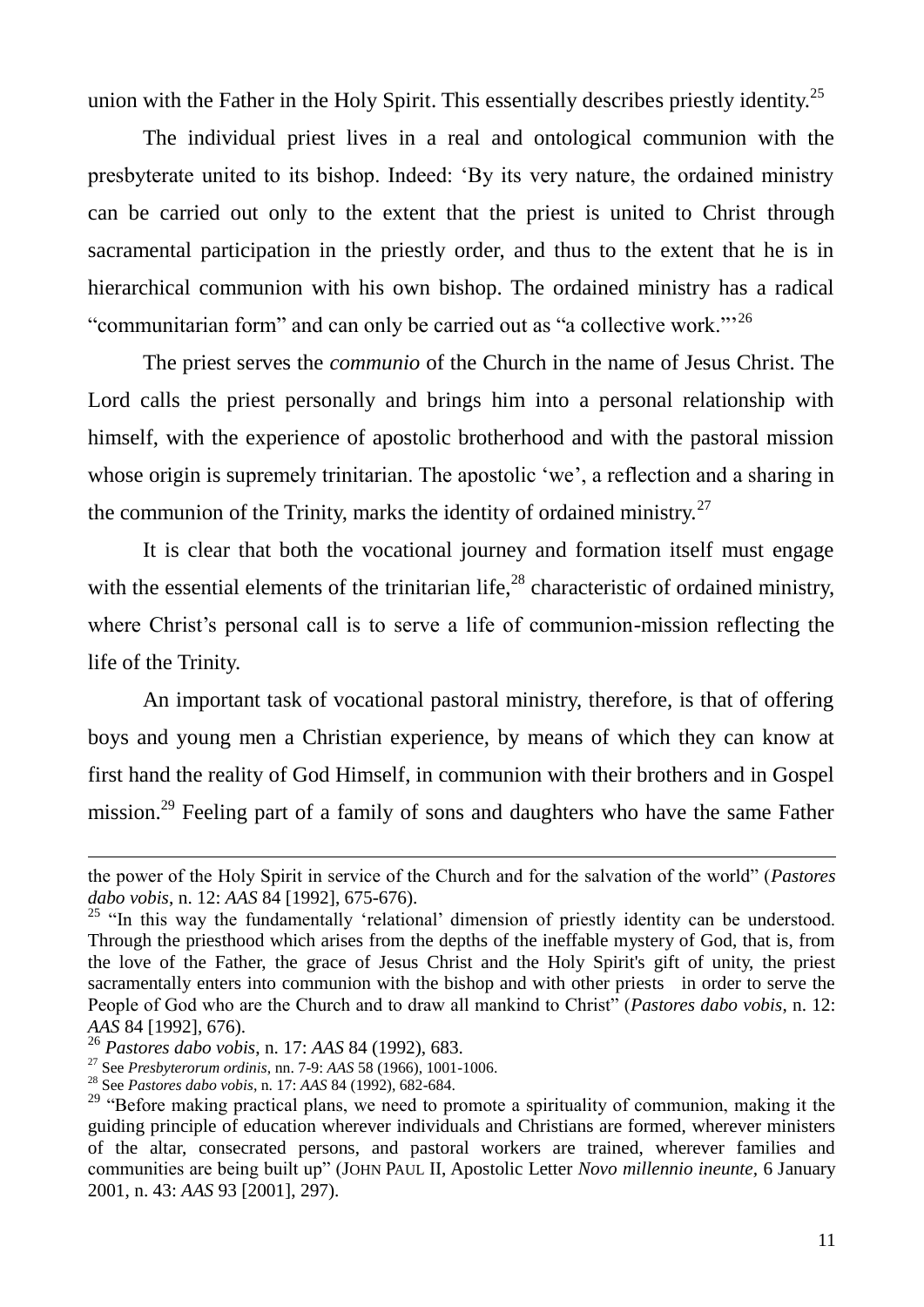union with the Father in the Holy Spirit. This essentially describes priestly identity.[25]

The individual priest lives in a real and ontological communion with the presbyterate united to its bishop. Indeed: 'By its very nature, the ordained ministry can be carried out only to the extent that the priest is united to Christ through sacramental participation in the priestly order, and thus to the extent that he is in hierarchical communion with his own bishop. The ordained ministry has a radical "communitarian form" and can only be carried out as "a collective work."'[26]

The priest serves the *communio* of the Church in the name of Jesus Christ. The Lord calls the priest personally and brings him into a personal relationship with himself, with the experience of apostolic brotherhood and with the pastoral mission whose origin is supremely trinitarian. The apostolic 'we', a reflection and a sharing in the communion of the Trinity, marks the identity of ordained ministry.[27]

It is clear that both the vocational journey and formation itself must engage with the essential elements of the trinitarian life,[28] characteristic of ordained ministry, where Christ's personal call is to serve a life of communion-mission reflecting the life of the Trinity.

An important task of vocational pastoral ministry, therefore, is that of offering boys and young men a Christian experience, by means of which they can know at first hand the reality of God Himself, in communion with their brothers and in Gospel mission.[29] Feeling part of a family of sons and daughters who have the same Father

---

the power of the Holy Spirit in service of the Church and for the salvation of the world" (*Pastores dabo vobis*, n. 12: *AAS* 84 [1992], 675-676).

[25] "In this way the fundamentally 'relational' dimension of priestly identity can be understood. Through the priesthood which arises from the depths of the ineffable mystery of God, that is, from the love of the Father, the grace of Jesus Christ and the Holy Spirit's gift of unity, the priest sacramentally enters into communion with the bishop and with other priests in order to serve the People of God who are the Church and to draw all mankind to Christ" (*Pastores dabo vobis*, n. 12: *AAS* 84 [1992], 676).

[26] *Pastores dabo vobis*, n. 17: *AAS* 84 (1992), 683.

[27] See *Presbyterorum ordinis*, nn. 7-9: *AAS* 58 (1966), 1001-1006.

[28] See *Pastores dabo vobis*, n. 17: *AAS* 84 (1992), 682-684.

[29] "Before making practical plans, we need to promote a spirituality of communion, making it the guiding principle of education wherever individuals and Christians are formed, wherever ministers of the altar, consecrated persons, and pastoral workers are trained, wherever families and communities are being built up" (JOHN PAUL II, Apostolic Letter *Novo millennio ineunte*, 6 January 2001, n. 43: *AAS* 93 [2001], 297).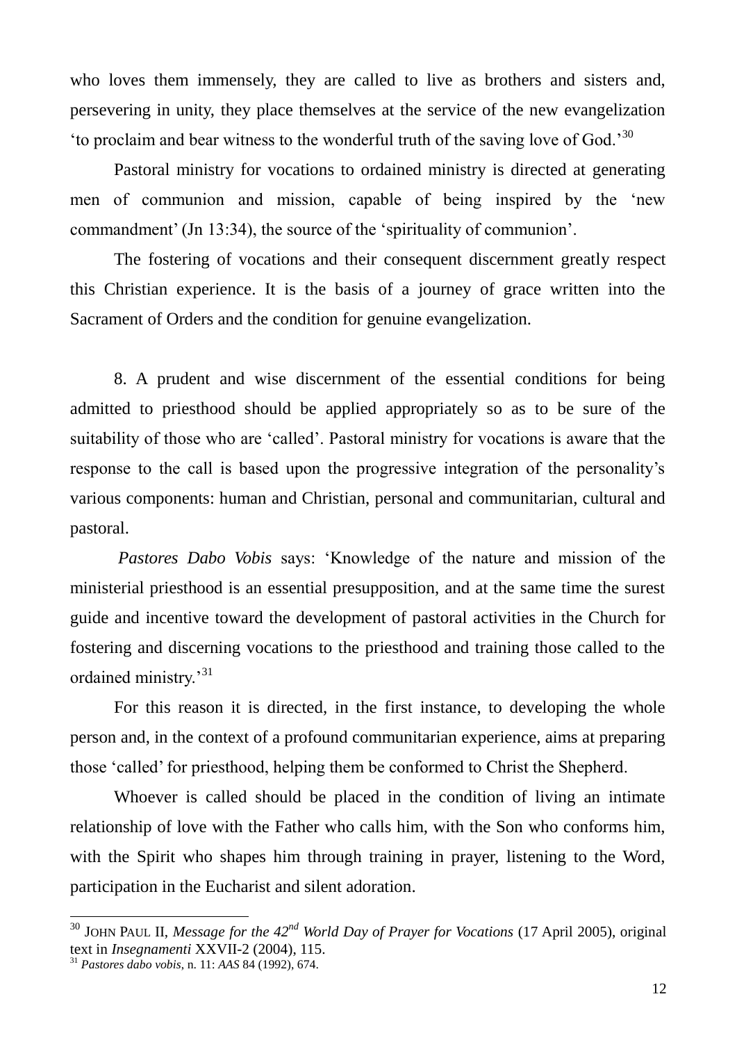who loves them immensely, they are called to live as brothers and sisters and, persevering in unity, they place themselves at the service of the new evangelization 'to proclaim and bear witness to the wonderful truth of the saving love of God.'[30]

Pastoral ministry for vocations to ordained ministry is directed at generating men of communion and mission, capable of being inspired by the 'new commandment' (Jn 13:34), the source of the 'spirituality of communion'.

The fostering of vocations and their consequent discernment greatly respect this Christian experience. It is the basis of a journey of grace written into the Sacrament of Orders and the condition for genuine evangelization.

8. A prudent and wise discernment of the essential conditions for being admitted to priesthood should be applied appropriately so as to be sure of the suitability of those who are 'called'. Pastoral ministry for vocations is aware that the response to the call is based upon the progressive integration of the personality's various components: human and Christian, personal and communitarian, cultural and pastoral.

*Pastores Dabo Vobis* says: 'Knowledge of the nature and mission of the ministerial priesthood is an essential presupposition, and at the same time the surest guide and incentive toward the development of pastoral activities in the Church for fostering and discerning vocations to the priesthood and training those called to the ordained ministry.'[31]

For this reason it is directed, in the first instance, to developing the whole person and, in the context of a profound communitarian experience, aims at preparing those 'called' for priesthood, helping them be conformed to Christ the Shepherd.

Whoever is called should be placed in the condition of living an intimate relationship of love with the Father who calls him, with the Son who conforms him, with the Spirit who shapes him through training in prayer, listening to the Word, participation in the Eucharist and silent adoration.

---

[30] JOHN PAUL II, *Message for the 42nd World Day of Prayer for Vocations* (17 April 2005), original text in *Insegnamenti* XXVII-2 (2004), 115.

[31] *Pastores dabo vobis*, n. 11: *AAS* 84 (1992), 674.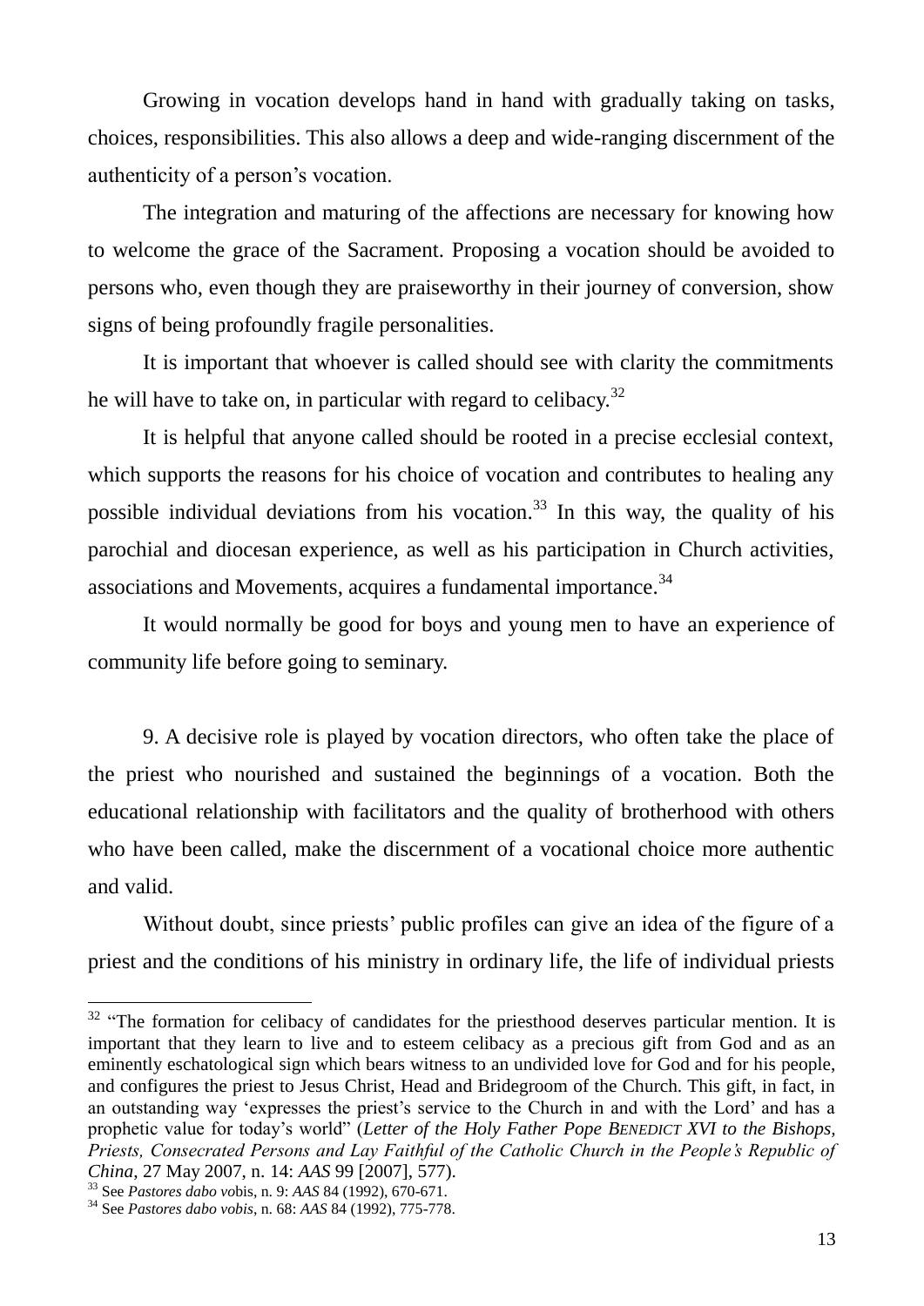Growing in vocation develops hand in hand with gradually taking on tasks, choices, responsibilities. This also allows a deep and wide-ranging discernment of the authenticity of a person's vocation.

The integration and maturing of the affections are necessary for knowing how to welcome the grace of the Sacrament. Proposing a vocation should be avoided to persons who, even though they are praiseworthy in their journey of conversion, show signs of being profoundly fragile personalities.

It is important that whoever is called should see with clarity the commitments he will have to take on, in particular with regard to celibacy.[32]

It is helpful that anyone called should be rooted in a precise ecclesial context, which supports the reasons for his choice of vocation and contributes to healing any possible individual deviations from his vocation.[33] In this way, the quality of his parochial and diocesan experience, as well as his participation in Church activities, associations and Movements, acquires a fundamental importance.[34]

It would normally be good for boys and young men to have an experience of community life before going to seminary.

9. A decisive role is played by vocation directors, who often take the place of the priest who nourished and sustained the beginnings of a vocation. Both the educational relationship with facilitators and the quality of brotherhood with others who have been called, make the discernment of a vocational choice more authentic and valid.

Without doubt, since priests' public profiles can give an idea of the figure of a priest and the conditions of his ministry in ordinary life, the life of individual priests

---

[32] "The formation for celibacy of candidates for the priesthood deserves particular mention. It is important that they learn to live and to esteem celibacy as a precious gift from God and as an eminently eschatological sign which bears witness to an undivided love for God and for his people, and configures the priest to Jesus Christ, Head and Bridegroom of the Church. This gift, in fact, in an outstanding way 'expresses the priest's service to the Church in and with the Lord' and has a prophetic value for today's world" (*Letter of the Holy Father Pope BENEDICT XVI to the Bishops, Priests, Consecrated Persons and Lay Faithful of the Catholic Church in the People's Republic of China*, 27 May 2007, n. 14: *AAS* 99 [2007], 577).

[33] See *Pastores dabo vobis*, n. 9: *AAS* 84 (1992), 670-671.

[34] See *Pastores dabo vobis*, n. 68: *AAS* 84 (1992), 775-778.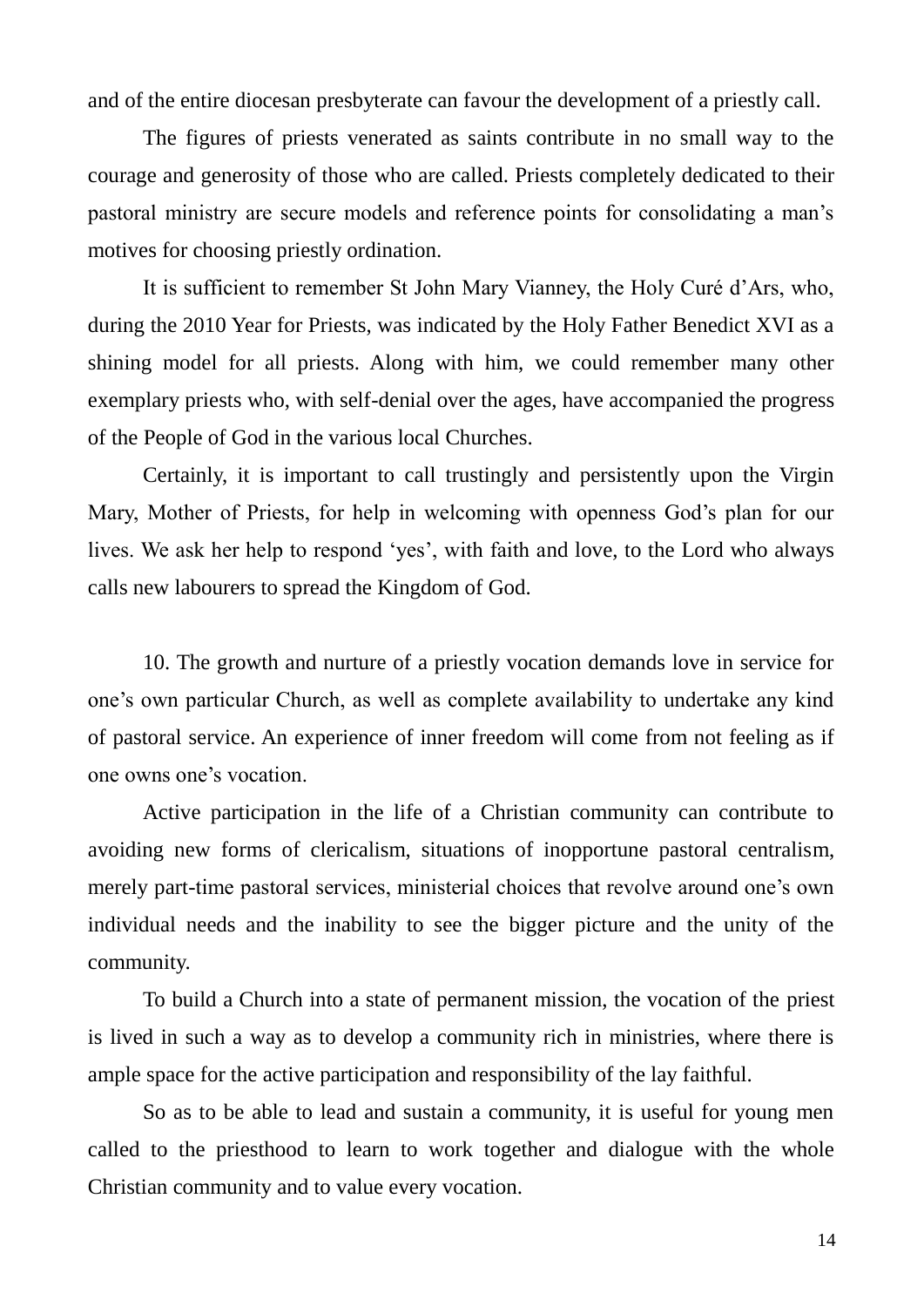and of the entire diocesan presbyterate can favour the development of a priestly call.

The figures of priests venerated as saints contribute in no small way to the courage and generosity of those who are called. Priests completely dedicated to their pastoral ministry are secure models and reference points for consolidating a man's motives for choosing priestly ordination.

It is sufficient to remember St John Mary Vianney, the Holy Curé d'Ars, who, during the 2010 Year for Priests, was indicated by the Holy Father Benedict XVI as a shining model for all priests. Along with him, we could remember many other exemplary priests who, with self-denial over the ages, have accompanied the progress of the People of God in the various local Churches.

Certainly, it is important to call trustingly and persistently upon the Virgin Mary, Mother of Priests, for help in welcoming with openness God's plan for our lives. We ask her help to respond 'yes', with faith and love, to the Lord who always calls new labourers to spread the Kingdom of God.

10. The growth and nurture of a priestly vocation demands love in service for one's own particular Church, as well as complete availability to undertake any kind of pastoral service. An experience of inner freedom will come from not feeling as if one owns one's vocation.

Active participation in the life of a Christian community can contribute to avoiding new forms of clericalism, situations of inopportune pastoral centralism, merely part-time pastoral services, ministerial choices that revolve around one's own individual needs and the inability to see the bigger picture and the unity of the community.

To build a Church into a state of permanent mission, the vocation of the priest is lived in such a way as to develop a community rich in ministries, where there is ample space for the active participation and responsibility of the lay faithful.

So as to be able to lead and sustain a community, it is useful for young men called to the priesthood to learn to work together and dialogue with the whole Christian community and to value every vocation.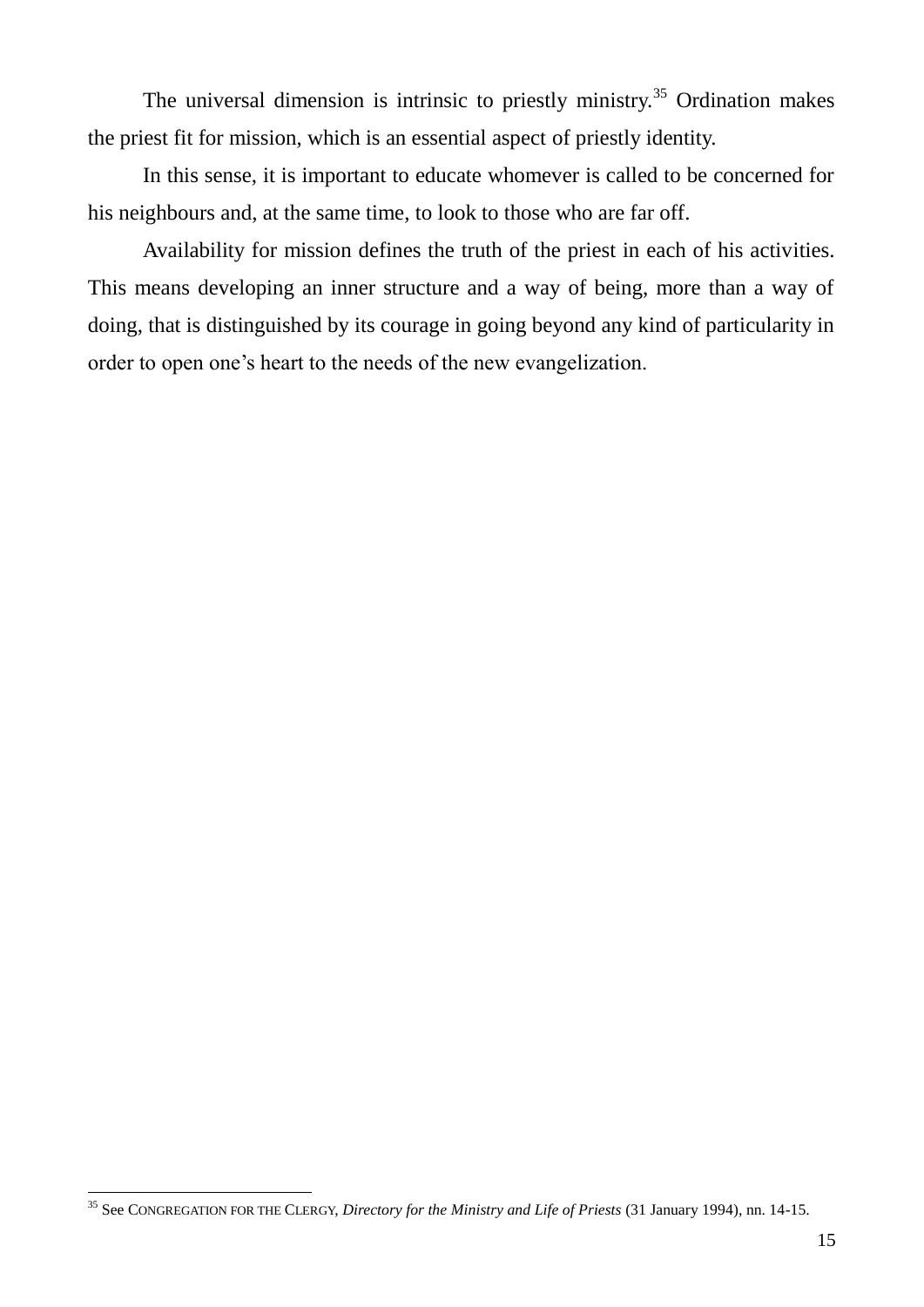The universal dimension is intrinsic to priestly ministry.[35] Ordination makes the priest fit for mission, which is an essential aspect of priestly identity.

In this sense, it is important to educate whomever is called to be concerned for his neighbours and, at the same time, to look to those who are far off.

Availability for mission defines the truth of the priest in each of his activities. This means developing an inner structure and a way of being, more than a way of doing, that is distinguished by its courage in going beyond any kind of particularity in order to open one's heart to the needs of the new evangelization.

---

[35] See CONGREGATION FOR THE CLERGY, *Directory for the Ministry and Life of Priests* (31 January 1994), nn. 14-15.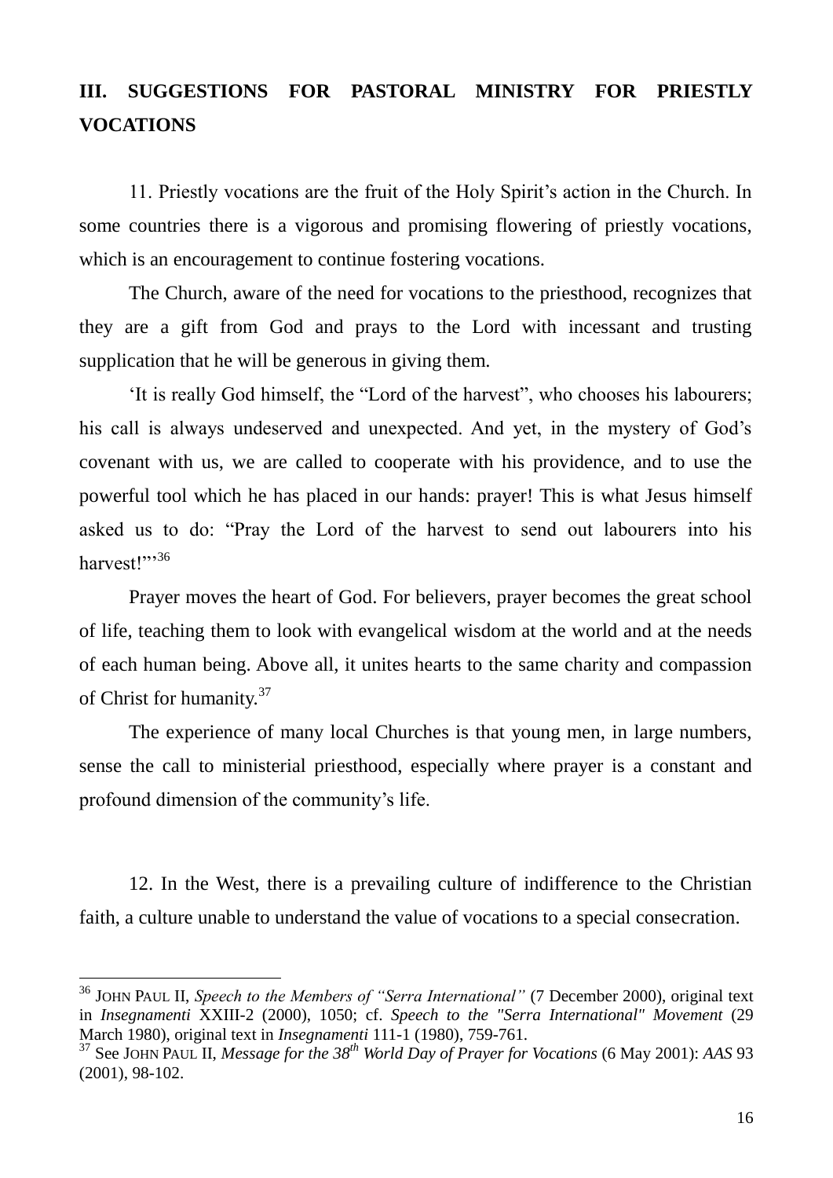## III. SUGGESTIONS FOR PASTORAL MINISTRY FOR PRIESTLY VOCATIONS

11. Priestly vocations are the fruit of the Holy Spirit's action in the Church. In some countries there is a vigorous and promising flowering of priestly vocations, which is an encouragement to continue fostering vocations.

The Church, aware of the need for vocations to the priesthood, recognizes that they are a gift from God and prays to the Lord with incessant and trusting supplication that he will be generous in giving them.

'It is really God himself, the "Lord of the harvest", who chooses his labourers; his call is always undeserved and unexpected. And yet, in the mystery of God's covenant with us, we are called to cooperate with his providence, and to use the powerful tool which he has placed in our hands: prayer! This is what Jesus himself asked us to do: "Pray the Lord of the harvest to send out labourers into his harvest!"'[36]

Prayer moves the heart of God. For believers, prayer becomes the great school of life, teaching them to look with evangelical wisdom at the world and at the needs of each human being. Above all, it unites hearts to the same charity and compassion of Christ for humanity.[37]

The experience of many local Churches is that young men, in large numbers, sense the call to ministerial priesthood, especially where prayer is a constant and profound dimension of the community's life.

12. In the West, there is a prevailing culture of indifference to the Christian faith, a culture unable to understand the value of vocations to a special consecration.

---

[36] JOHN PAUL II, *Speech to the Members of "Serra International"* (7 December 2000), original text in *Insegnamenti* XXIII-2 (2000), 1050; cf. *Speech to the "Serra International" Movement* (29 March 1980), original text in *Insegnamenti* 111-1 (1980), 759-761.

[37] See JOHN PAUL II, *Message for the 38th World Day of Prayer for Vocations* (6 May 2001): *AAS* 93 (2001), 98-102.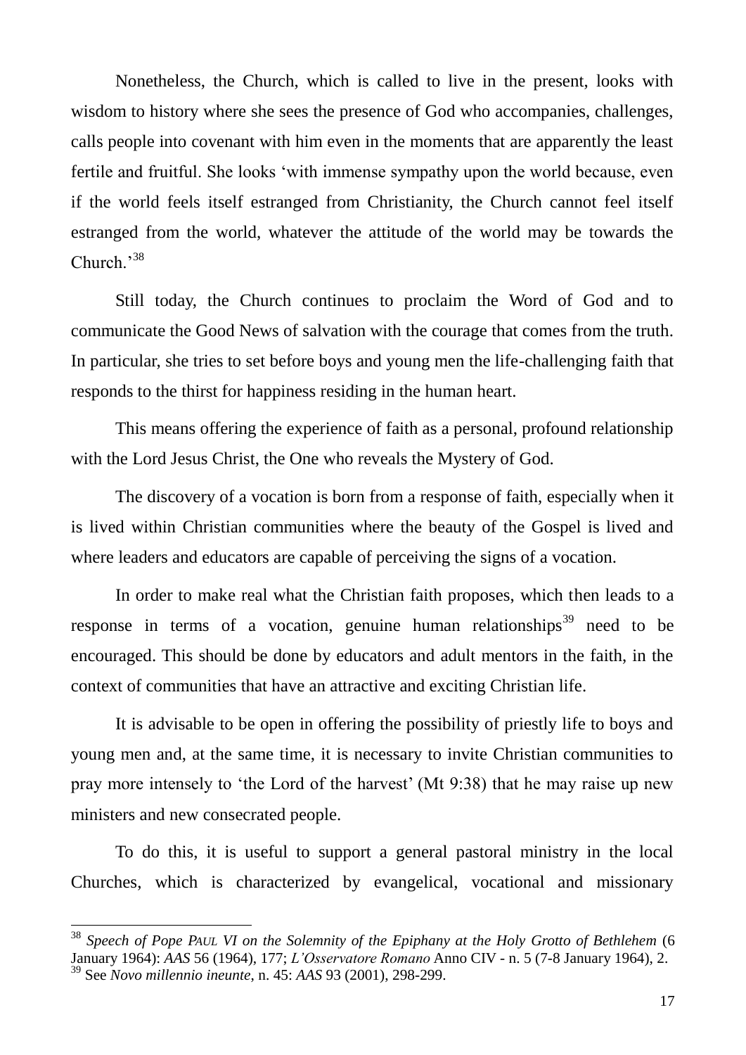Nonetheless, the Church, which is called to live in the present, looks with wisdom to history where she sees the presence of God who accompanies, challenges, calls people into covenant with him even in the moments that are apparently the least fertile and fruitful. She looks 'with immense sympathy upon the world because, even if the world feels itself estranged from Christianity, the Church cannot feel itself estranged from the world, whatever the attitude of the world may be towards the Church.'[38]

Still today, the Church continues to proclaim the Word of God and to communicate the Good News of salvation with the courage that comes from the truth. In particular, she tries to set before boys and young men the life-challenging faith that responds to the thirst for happiness residing in the human heart.

This means offering the experience of faith as a personal, profound relationship with the Lord Jesus Christ, the One who reveals the Mystery of God.

The discovery of a vocation is born from a response of faith, especially when it is lived within Christian communities where the beauty of the Gospel is lived and where leaders and educators are capable of perceiving the signs of a vocation.

In order to make real what the Christian faith proposes, which then leads to a response in terms of a vocation, genuine human relationships[39] need to be encouraged. This should be done by educators and adult mentors in the faith, in the context of communities that have an attractive and exciting Christian life.

It is advisable to be open in offering the possibility of priestly life to boys and young men and, at the same time, it is necessary to invite Christian communities to pray more intensely to 'the Lord of the harvest' (Mt 9:38) that he may raise up new ministers and new consecrated people.

To do this, it is useful to support a general pastoral ministry in the local Churches, which is characterized by evangelical, vocational and missionary

---

[38] *Speech of Pope PAUL VI on the Solemnity of the Epiphany at the Holy Grotto of Bethlehem* (6 January 1964): *AAS* 56 (1964), 177; *L'Osservatore Romano* Anno CIV - n. 5 (7-8 January 1964), 2.

[39] See *Novo millennio ineunte*, n. 45: *AAS* 93 (2001), 298-299.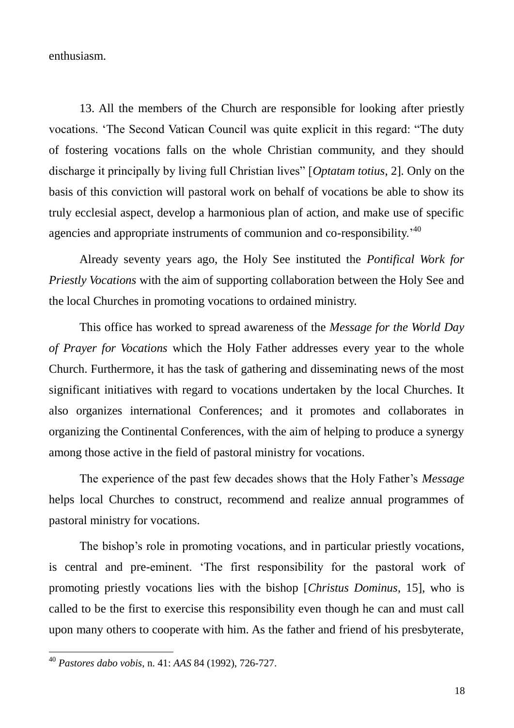enthusiasm.

13. All the members of the Church are responsible for looking after priestly vocations. 'The Second Vatican Council was quite explicit in this regard: "The duty of fostering vocations falls on the whole Christian community, and they should discharge it principally by living full Christian lives" [*Optatam totius*, 2]. Only on the basis of this conviction will pastoral work on behalf of vocations be able to show its truly ecclesial aspect, develop a harmonious plan of action, and make use of specific agencies and appropriate instruments of communion and co-responsibility.'[40]

Already seventy years ago, the Holy See instituted the *Pontifical Work for Priestly Vocations* with the aim of supporting collaboration between the Holy See and the local Churches in promoting vocations to ordained ministry.

This office has worked to spread awareness of the *Message for the World Day of Prayer for Vocations* which the Holy Father addresses every year to the whole Church. Furthermore, it has the task of gathering and disseminating news of the most significant initiatives with regard to vocations undertaken by the local Churches. It also organizes international Conferences; and it promotes and collaborates in organizing the Continental Conferences, with the aim of helping to produce a synergy among those active in the field of pastoral ministry for vocations.

The experience of the past few decades shows that the Holy Father's *Message* helps local Churches to construct, recommend and realize annual programmes of pastoral ministry for vocations.

The bishop's role in promoting vocations, and in particular priestly vocations, is central and pre-eminent. 'The first responsibility for the pastoral work of promoting priestly vocations lies with the bishop [*Christus Dominus*, 15], who is called to be the first to exercise this responsibility even though he can and must call upon many others to cooperate with him. As the father and friend of his presbyterate,

---

[40] *Pastores dabo vobis*, n. 41: *AAS* 84 (1992), 726-727.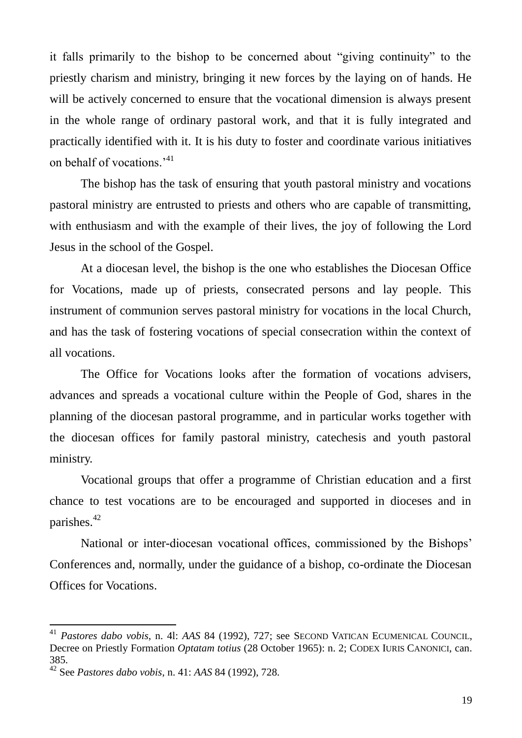it falls primarily to the bishop to be concerned about "giving continuity" to the priestly charism and ministry, bringing it new forces by the laying on of hands. He will be actively concerned to ensure that the vocational dimension is always present in the whole range of ordinary pastoral work, and that it is fully integrated and practically identified with it. It is his duty to foster and coordinate various initiatives on behalf of vocations.'[41]

The bishop has the task of ensuring that youth pastoral ministry and vocations pastoral ministry are entrusted to priests and others who are capable of transmitting, with enthusiasm and with the example of their lives, the joy of following the Lord Jesus in the school of the Gospel.

At a diocesan level, the bishop is the one who establishes the Diocesan Office for Vocations, made up of priests, consecrated persons and lay people. This instrument of communion serves pastoral ministry for vocations in the local Church, and has the task of fostering vocations of special consecration within the context of all vocations.

The Office for Vocations looks after the formation of vocations advisers, advances and spreads a vocational culture within the People of God, shares in the planning of the diocesan pastoral programme, and in particular works together with the diocesan offices for family pastoral ministry, catechesis and youth pastoral ministry.

Vocational groups that offer a programme of Christian education and a first chance to test vocations are to be encouraged and supported in dioceses and in parishes.[42]

National or inter-diocesan vocational offices, commissioned by the Bishops' Conferences and, normally, under the guidance of a bishop, co-ordinate the Diocesan Offices for Vocations.

---

[41] *Pastores dabo vobis*, n. 4l: *AAS* 84 (1992), 727; see SECOND VATICAN ECUMENICAL COUNCIL, Decree on Priestly Formation *Optatam totius* (28 October 1965): n. 2; CODEX IURIS CANONICI, can. 385.

[42] See *Pastores dabo vobis*, n. 41: *AAS* 84 (1992), 728.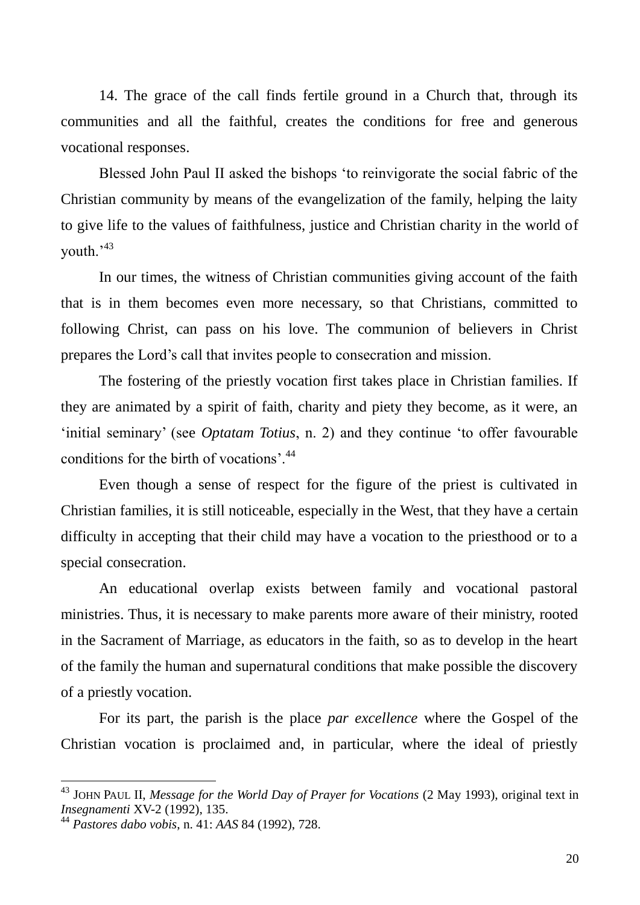14. The grace of the call finds fertile ground in a Church that, through its communities and all the faithful, creates the conditions for free and generous vocational responses.

Blessed John Paul II asked the bishops 'to reinvigorate the social fabric of the Christian community by means of the evangelization of the family, helping the laity to give life to the values of faithfulness, justice and Christian charity in the world of youth.'[43]

In our times, the witness of Christian communities giving account of the faith that is in them becomes even more necessary, so that Christians, committed to following Christ, can pass on his love. The communion of believers in Christ prepares the Lord's call that invites people to consecration and mission.

The fostering of the priestly vocation first takes place in Christian families. If they are animated by a spirit of faith, charity and piety they become, as it were, an 'initial seminary' (see *Optatam Totius*, n. 2) and they continue 'to offer favourable conditions for the birth of vocations'.[44]

Even though a sense of respect for the figure of the priest is cultivated in Christian families, it is still noticeable, especially in the West, that they have a certain difficulty in accepting that their child may have a vocation to the priesthood or to a special consecration.

An educational overlap exists between family and vocational pastoral ministries. Thus, it is necessary to make parents more aware of their ministry, rooted in the Sacrament of Marriage, as educators in the faith, so as to develop in the heart of the family the human and supernatural conditions that make possible the discovery of a priestly vocation.

For its part, the parish is the place *par excellence* where the Gospel of the Christian vocation is proclaimed and, in particular, where the ideal of priestly

---

[43] JOHN PAUL II, *Message for the World Day of Prayer for Vocations* (2 May 1993), original text in *Insegnamenti* XV-2 (1992), 135.

[44] *Pastores dabo vobis*, n. 41: *AAS* 84 (1992), 728.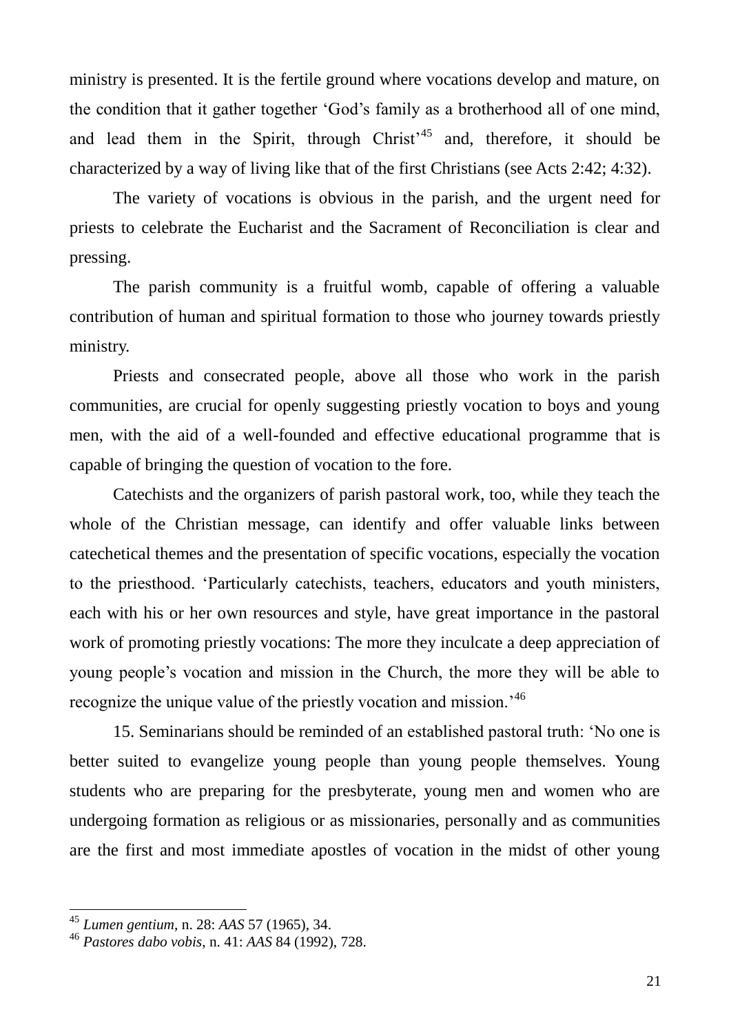ministry is presented. It is the fertile ground where vocations develop and mature, on the condition that it gather together 'God's family as a brotherhood all of one mind, and lead them in the Spirit, through Christ'[45] and, therefore, it should be characterized by a way of living like that of the first Christians (see Acts 2:42; 4:32).

The variety of vocations is obvious in the parish, and the urgent need for priests to celebrate the Eucharist and the Sacrament of Reconciliation is clear and pressing.

The parish community is a fruitful womb, capable of offering a valuable contribution of human and spiritual formation to those who journey towards priestly ministry.

Priests and consecrated people, above all those who work in the parish communities, are crucial for openly suggesting priestly vocation to boys and young men, with the aid of a well-founded and effective educational programme that is capable of bringing the question of vocation to the fore.

Catechists and the organizers of parish pastoral work, too, while they teach the whole of the Christian message, can identify and offer valuable links between catechetical themes and the presentation of specific vocations, especially the vocation to the priesthood. 'Particularly catechists, teachers, educators and youth ministers, each with his or her own resources and style, have great importance in the pastoral work of promoting priestly vocations: The more they inculcate a deep appreciation of young people's vocation and mission in the Church, the more they will be able to recognize the unique value of the priestly vocation and mission.'[46]

15. Seminarians should be reminded of an established pastoral truth: 'No one is better suited to evangelize young people than young people themselves. Young students who are preparing for the presbyterate, young men and women who are undergoing formation as religious or as missionaries, personally and as communities are the first and most immediate apostles of vocation in the midst of other young

---

[45] *Lumen gentium*, n. 28: *AAS* 57 (1965), 34.

[46] *Pastores dabo vobis*, n. 41: *AAS* 84 (1992), 728.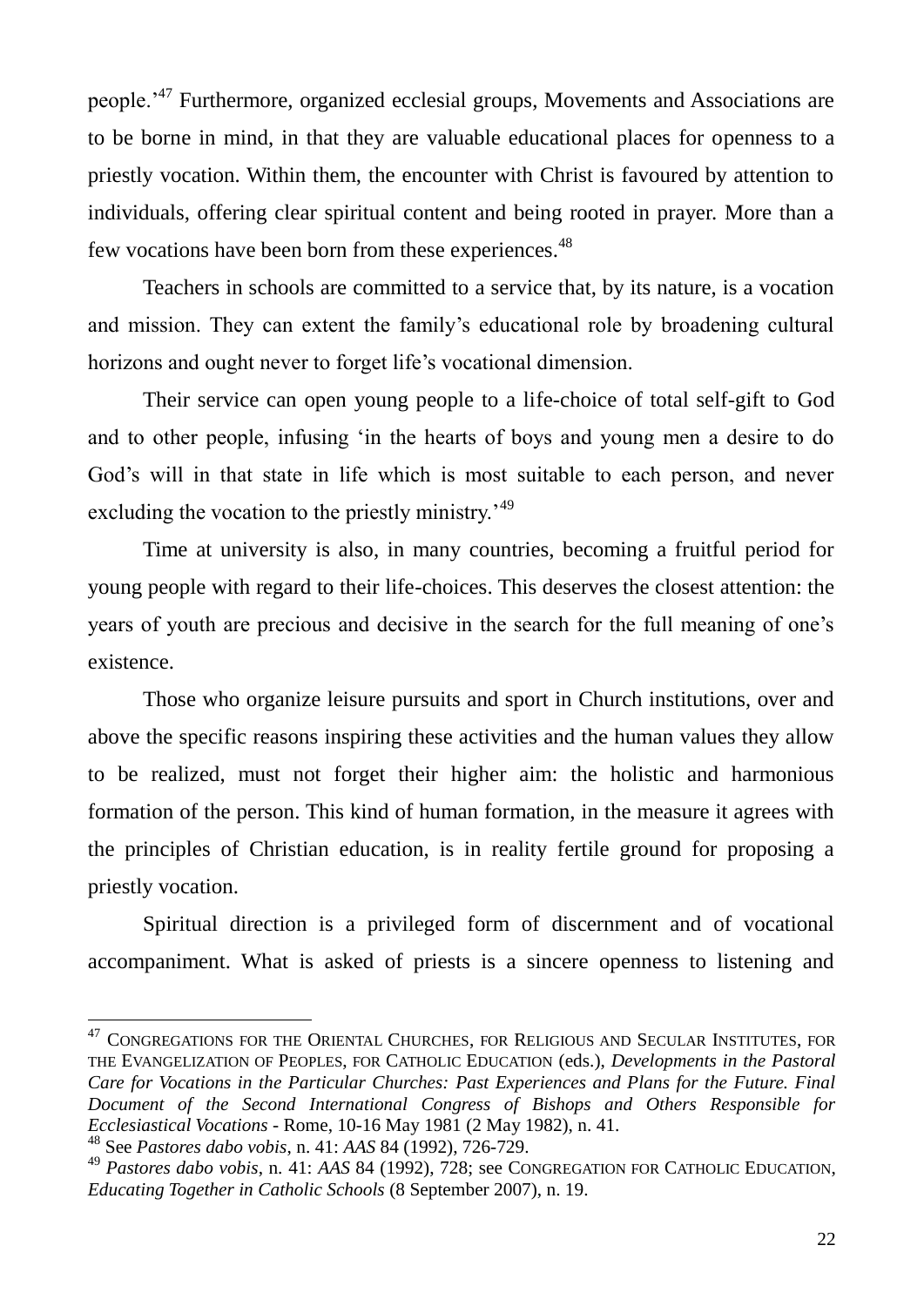people.'[47] Furthermore, organized ecclesial groups, Movements and Associations are to be borne in mind, in that they are valuable educational places for openness to a priestly vocation. Within them, the encounter with Christ is favoured by attention to individuals, offering clear spiritual content and being rooted in prayer. More than a few vocations have been born from these experiences.[48]

Teachers in schools are committed to a service that, by its nature, is a vocation and mission. They can extent the family's educational role by broadening cultural horizons and ought never to forget life's vocational dimension.

Their service can open young people to a life-choice of total self-gift to God and to other people, infusing 'in the hearts of boys and young men a desire to do God's will in that state in life which is most suitable to each person, and never excluding the vocation to the priestly ministry.'[49]

Time at university is also, in many countries, becoming a fruitful period for young people with regard to their life-choices. This deserves the closest attention: the years of youth are precious and decisive in the search for the full meaning of one's existence.

Those who organize leisure pursuits and sport in Church institutions, over and above the specific reasons inspiring these activities and the human values they allow to be realized, must not forget their higher aim: the holistic and harmonious formation of the person. This kind of human formation, in the measure it agrees with the principles of Christian education, is in reality fertile ground for proposing a priestly vocation.

Spiritual direction is a privileged form of discernment and of vocational accompaniment. What is asked of priests is a sincere openness to listening and

---

[47] Congregations for the Oriental Churches, for Religious and Secular Institutes, for the Evangelization of Peoples, for Catholic Education (eds.), *Developments in the Pastoral Care for Vocations in the Particular Churches: Past Experiences and Plans for the Future. Final Document of the Second International Congress of Bishops and Others Responsible for Ecclesiastical Vocations* - Rome, 10-16 May 1981 (2 May 1982), n. 41.

[48] See *Pastores dabo vobis*, n. 41: *AAS* 84 (1992), 726-729.

[49] *Pastores dabo vobis*, n. 41: *AAS* 84 (1992), 728; see Congregation for Catholic Education, *Educating Together in Catholic Schools* (8 September 2007), n. 19.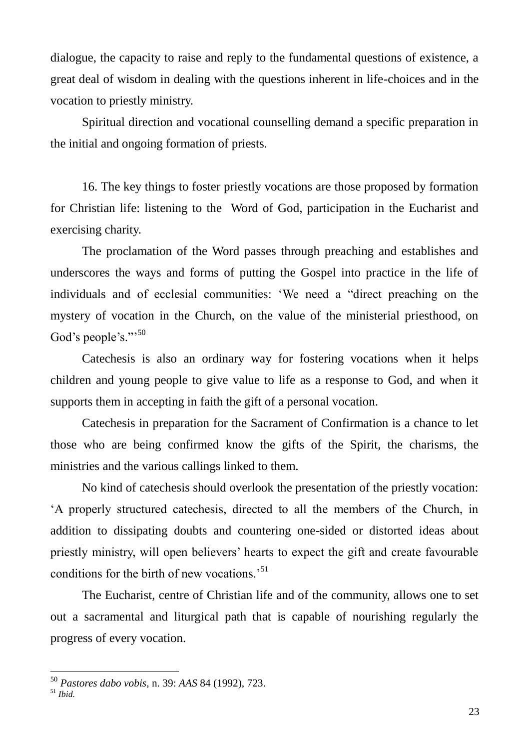dialogue, the capacity to raise and reply to the fundamental questions of existence, a great deal of wisdom in dealing with the questions inherent in life-choices and in the vocation to priestly ministry.

Spiritual direction and vocational counselling demand a specific preparation in the initial and ongoing formation of priests.

16. The key things to foster priestly vocations are those proposed by formation for Christian life: listening to the Word of God, participation in the Eucharist and exercising charity.

The proclamation of the Word passes through preaching and establishes and underscores the ways and forms of putting the Gospel into practice in the life of individuals and of ecclesial communities: 'We need a "direct preaching on the mystery of vocation in the Church, on the value of the ministerial priesthood, on God's people's."'[50]

Catechesis is also an ordinary way for fostering vocations when it helps children and young people to give value to life as a response to God, and when it supports them in accepting in faith the gift of a personal vocation.

Catechesis in preparation for the Sacrament of Confirmation is a chance to let those who are being confirmed know the gifts of the Spirit, the charisms, the ministries and the various callings linked to them.

No kind of catechesis should overlook the presentation of the priestly vocation: 'A properly structured catechesis, directed to all the members of the Church, in addition to dissipating doubts and countering one-sided or distorted ideas about priestly ministry, will open believers' hearts to expect the gift and create favourable conditions for the birth of new vocations.'[51]

The Eucharist, centre of Christian life and of the community, allows one to set out a sacramental and liturgical path that is capable of nourishing regularly the progress of every vocation.

---

[50] *Pastores dabo vobis,* n. 39: *AAS* 84 (1992), 723.

[51] *Ibid.*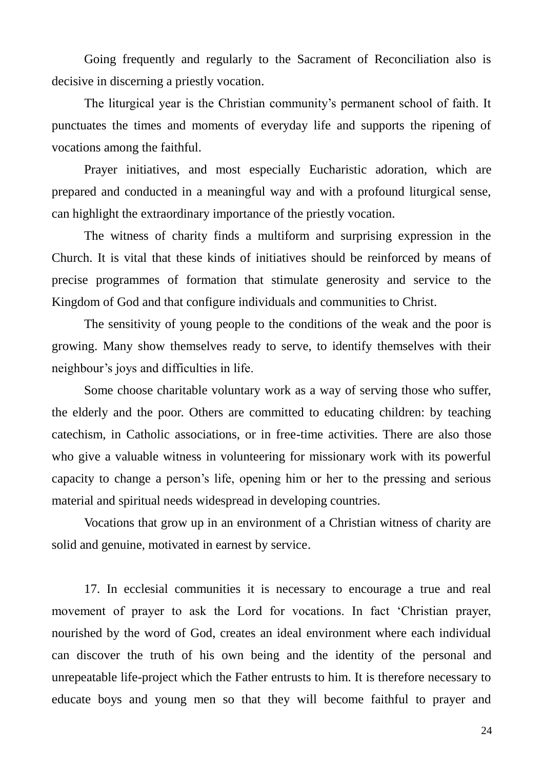Going frequently and regularly to the Sacrament of Reconciliation also is decisive in discerning a priestly vocation.

The liturgical year is the Christian community's permanent school of faith. It punctuates the times and moments of everyday life and supports the ripening of vocations among the faithful.

Prayer initiatives, and most especially Eucharistic adoration, which are prepared and conducted in a meaningful way and with a profound liturgical sense, can highlight the extraordinary importance of the priestly vocation.

The witness of charity finds a multiform and surprising expression in the Church. It is vital that these kinds of initiatives should be reinforced by means of precise programmes of formation that stimulate generosity and service to the Kingdom of God and that configure individuals and communities to Christ.

The sensitivity of young people to the conditions of the weak and the poor is growing. Many show themselves ready to serve, to identify themselves with their neighbour's joys and difficulties in life.

Some choose charitable voluntary work as a way of serving those who suffer, the elderly and the poor. Others are committed to educating children: by teaching catechism, in Catholic associations, or in free-time activities. There are also those who give a valuable witness in volunteering for missionary work with its powerful capacity to change a person's life, opening him or her to the pressing and serious material and spiritual needs widespread in developing countries.

Vocations that grow up in an environment of a Christian witness of charity are solid and genuine, motivated in earnest by service.

17. In ecclesial communities it is necessary to encourage a true and real movement of prayer to ask the Lord for vocations. In fact 'Christian prayer, nourished by the word of God, creates an ideal environment where each individual can discover the truth of his own being and the identity of the personal and unrepeatable life-project which the Father entrusts to him. It is therefore necessary to educate boys and young men so that they will become faithful to prayer and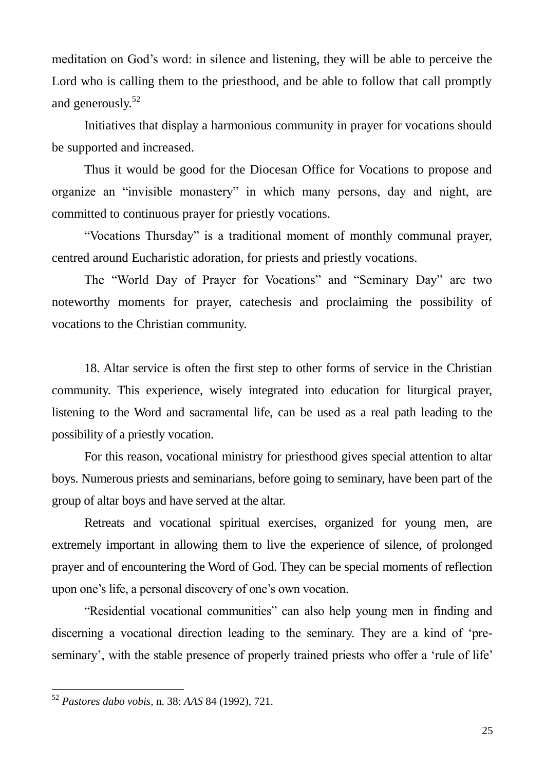meditation on God's word: in silence and listening, they will be able to perceive the Lord who is calling them to the priesthood, and be able to follow that call promptly and generously.[52]

Initiatives that display a harmonious community in prayer for vocations should be supported and increased.

Thus it would be good for the Diocesan Office for Vocations to propose and organize an "invisible monastery" in which many persons, day and night, are committed to continuous prayer for priestly vocations.

"Vocations Thursday" is a traditional moment of monthly communal prayer, centred around Eucharistic adoration, for priests and priestly vocations.

The "World Day of Prayer for Vocations" and "Seminary Day" are two noteworthy moments for prayer, catechesis and proclaiming the possibility of vocations to the Christian community.

18. Altar service is often the first step to other forms of service in the Christian community. This experience, wisely integrated into education for liturgical prayer, listening to the Word and sacramental life, can be used as a real path leading to the possibility of a priestly vocation.

For this reason, vocational ministry for priesthood gives special attention to altar boys. Numerous priests and seminarians, before going to seminary, have been part of the group of altar boys and have served at the altar.

Retreats and vocational spiritual exercises, organized for young men, are extremely important in allowing them to live the experience of silence, of prolonged prayer and of encountering the Word of God. They can be special moments of reflection upon one's life, a personal discovery of one's own vocation.

"Residential vocational communities" can also help young men in finding and discerning a vocational direction leading to the seminary. They are a kind of 'pre-seminary', with the stable presence of properly trained priests who offer a 'rule of life'

---

[52] *Pastores dabo vobis*, n. 38: *AAS* 84 (1992), 721.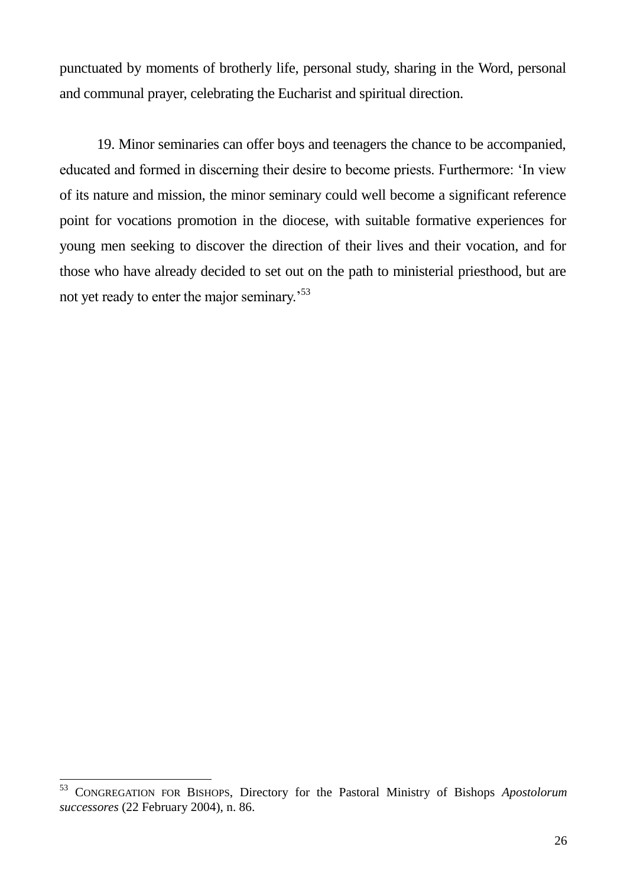punctuated by moments of brotherly life, personal study, sharing in the Word, personal and communal prayer, celebrating the Eucharist and spiritual direction.

19. Minor seminaries can offer boys and teenagers the chance to be accompanied, educated and formed in discerning their desire to become priests. Furthermore: 'In view of its nature and mission, the minor seminary could well become a significant reference point for vocations promotion in the diocese, with suitable formative experiences for young men seeking to discover the direction of their lives and their vocation, and for those who have already decided to set out on the path to ministerial priesthood, but are not yet ready to enter the major seminary.'[53]

---

[53] CONGREGATION FOR BISHOPS, Directory for the Pastoral Ministry of Bishops *Apostolorum successores* (22 February 2004), n. 86.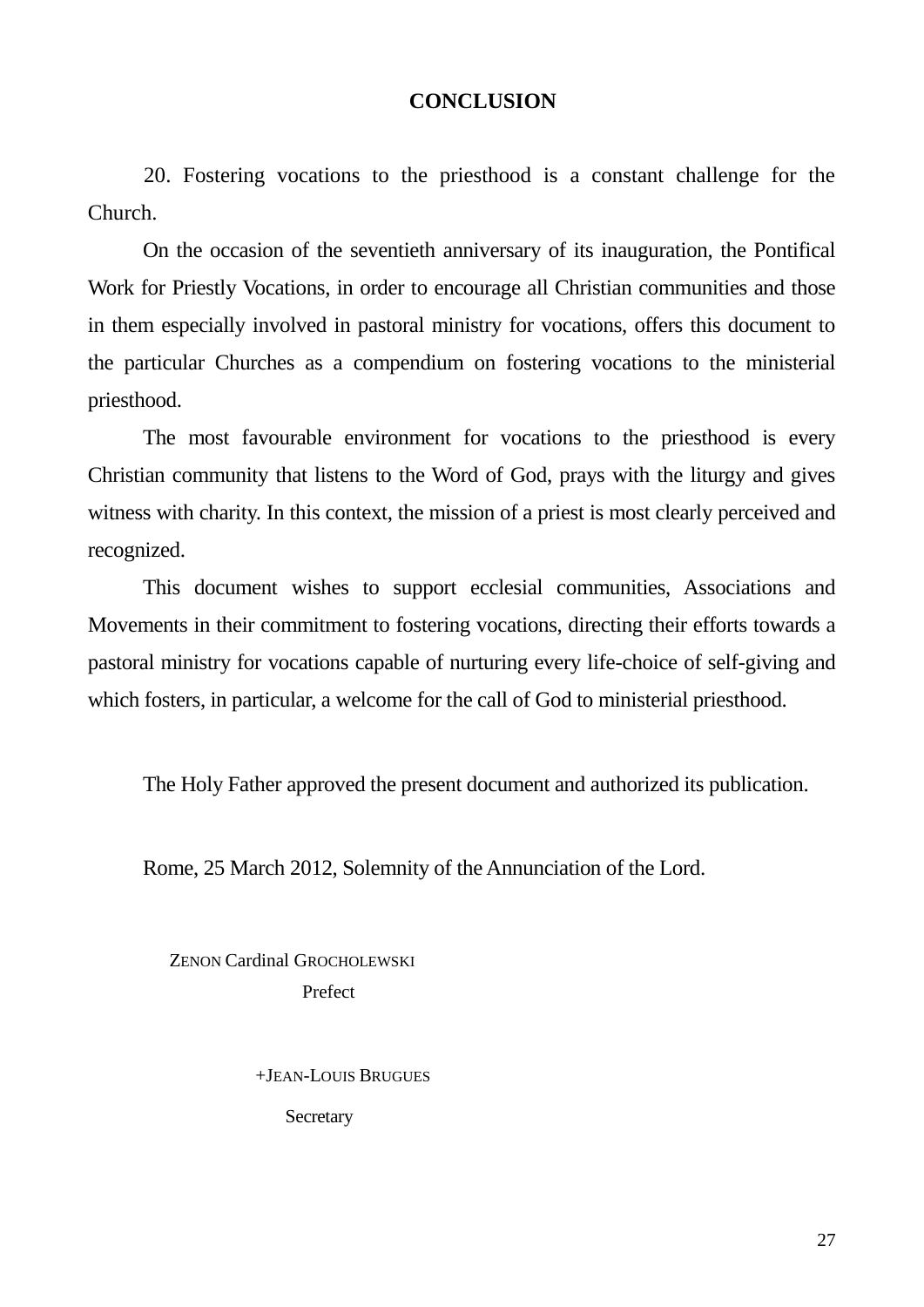## CONCLUSION

20. Fostering vocations to the priesthood is a constant challenge for the Church.

On the occasion of the seventieth anniversary of its inauguration, the Pontifical Work for Priestly Vocations, in order to encourage all Christian communities and those in them especially involved in pastoral ministry for vocations, offers this document to the particular Churches as a compendium on fostering vocations to the ministerial priesthood.

The most favourable environment for vocations to the priesthood is every Christian community that listens to the Word of God, prays with the liturgy and gives witness with charity. In this context, the mission of a priest is most clearly perceived and recognized.

This document wishes to support ecclesial communities, Associations and Movements in their commitment to fostering vocations, directing their efforts towards a pastoral ministry for vocations capable of nurturing every life-choice of self-giving and which fosters, in particular, a welcome for the call of God to ministerial priesthood.

The Holy Father approved the present document and authorized its publication.

Rome, 25 March 2012, Solemnity of the Annunciation of the Lord.

ZENON Cardinal GROCHOLEWSKI
Prefect

+JEAN-LOUIS BRUGUES
Secretary